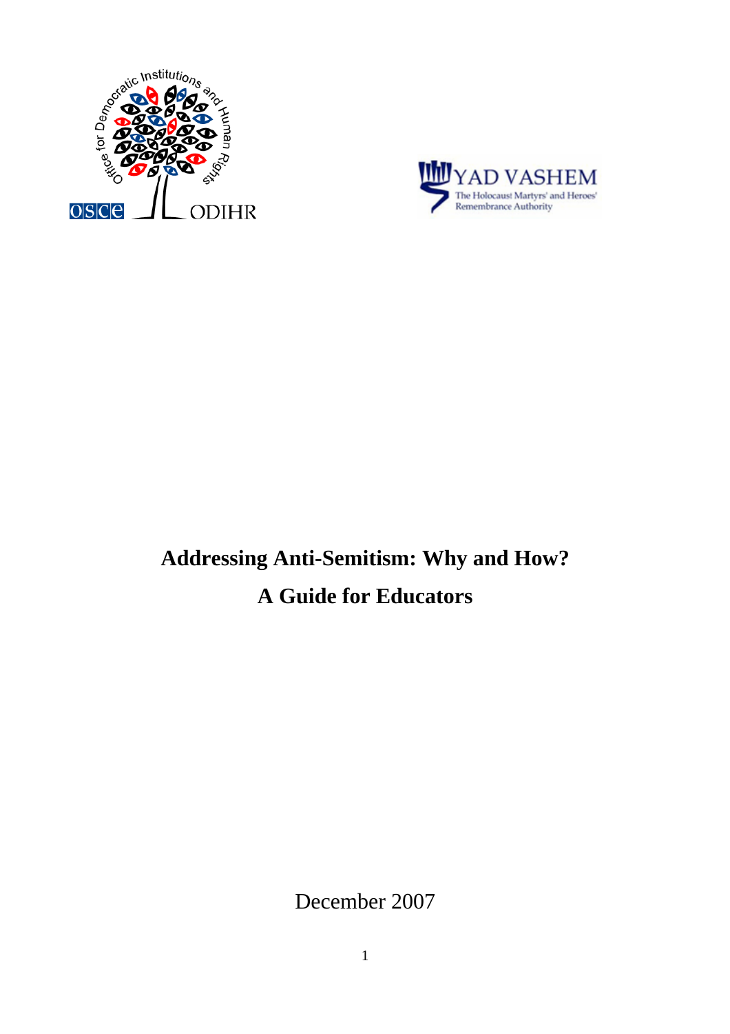# Addressing Anti-Semitism: Why and How?

## A Guide for Educators

December 2007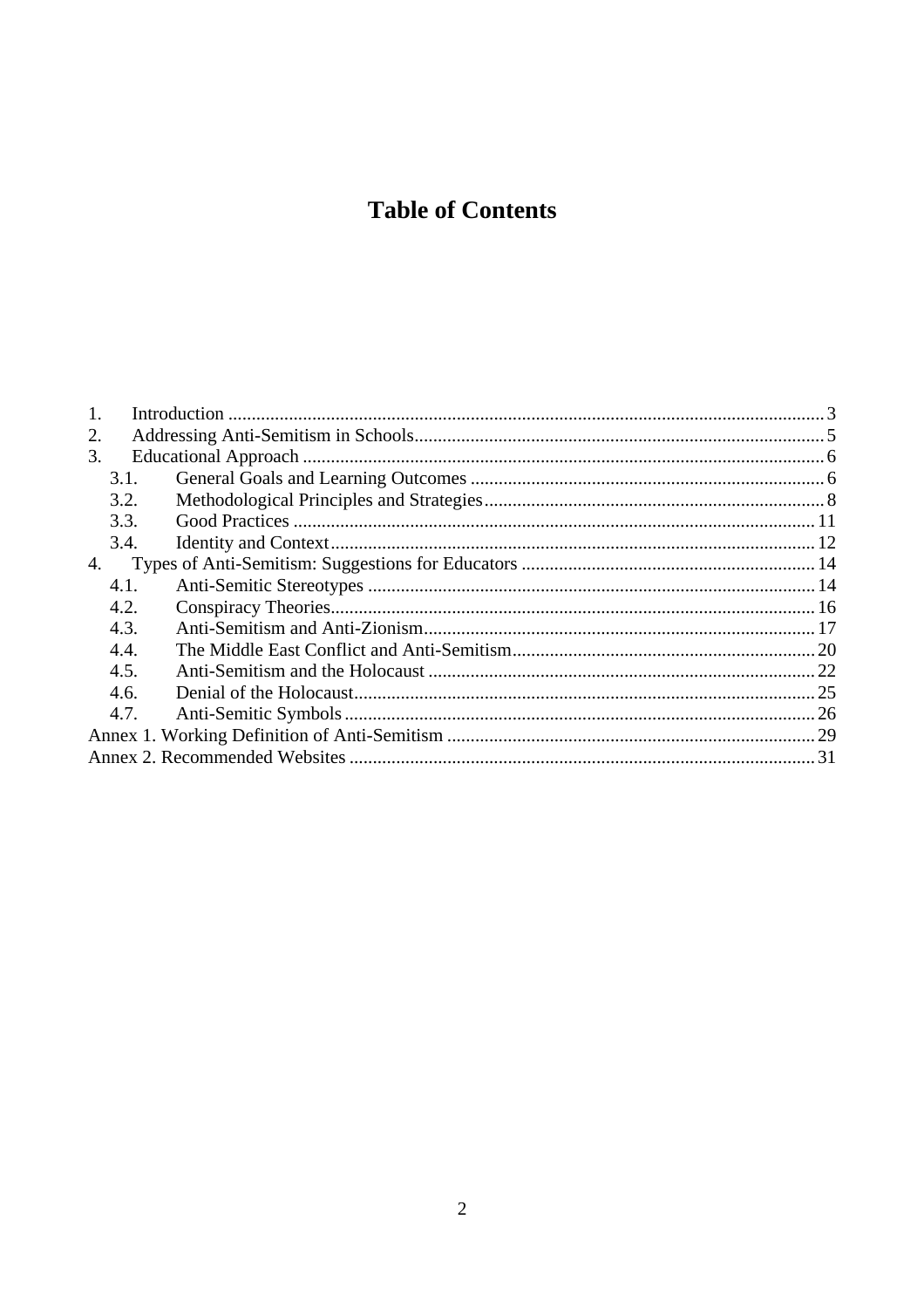# Table of Contents

1. Introduction ... 3
2. Addressing Anti-Semitism in Schools ... 5
3. Educational Approach ... 6
   - 3.1. General Goals and Learning Outcomes ... 6
   - 3.2. Methodological Principles and Strategies ... 8
   - 3.3. Good Practices ... 11
   - 3.4. Identity and Context ... 12
4. Types of Anti-Semitism: Suggestions for Educators ... 14
   - 4.1. Anti-Semitic Stereotypes ... 14
   - 4.2. Conspiracy Theories ... 16
   - 4.3. Anti-Semitism and Anti-Zionism ... 17
   - 4.4. The Middle East Conflict and Anti-Semitism ... 20
   - 4.5. Anti-Semitism and the Holocaust ... 22
   - 4.6. Denial of the Holocaust ... 25
   - 4.7. Anti-Semitic Symbols ... 26

Annex 1. Working Definition of Anti-Semitism ... 29

Annex 2. Recommended Websites ... 31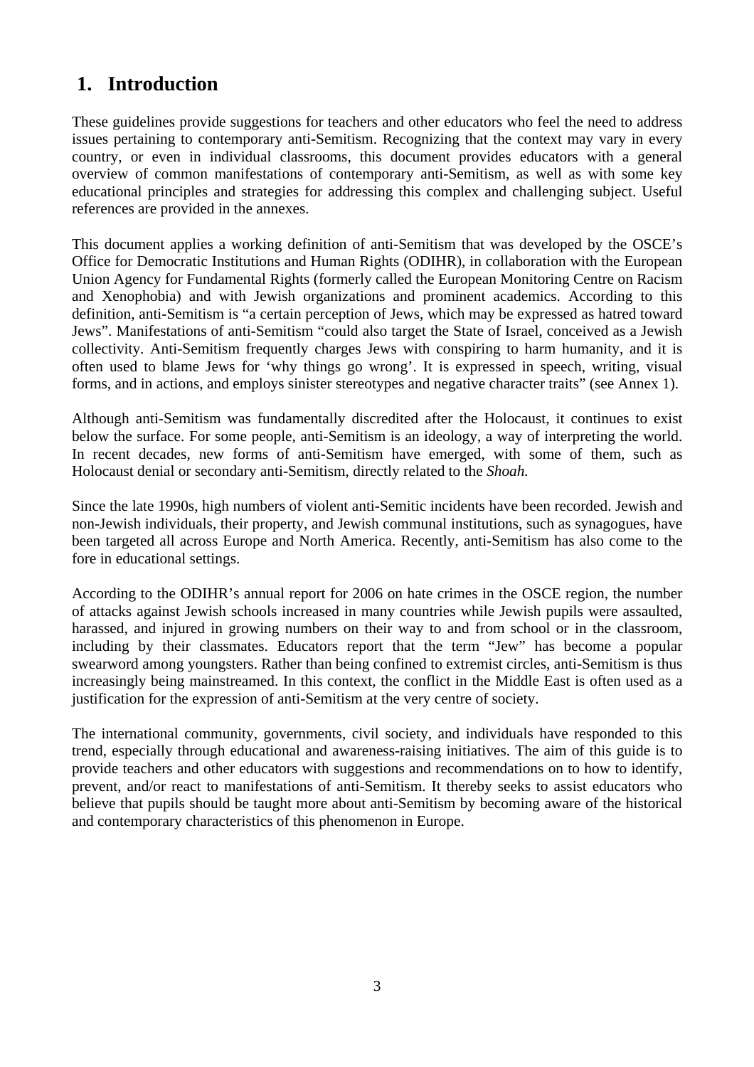# 1. Introduction

These guidelines provide suggestions for teachers and other educators who feel the need to address issues pertaining to contemporary anti-Semitism. Recognizing that the context may vary in every country, or even in individual classrooms, this document provides educators with a general overview of common manifestations of contemporary anti-Semitism, as well as with some key educational principles and strategies for addressing this complex and challenging subject. Useful references are provided in the annexes.

This document applies a working definition of anti-Semitism that was developed by the OSCE's Office for Democratic Institutions and Human Rights (ODIHR), in collaboration with the European Union Agency for Fundamental Rights (formerly called the European Monitoring Centre on Racism and Xenophobia) and with Jewish organizations and prominent academics. According to this definition, anti-Semitism is "a certain perception of Jews, which may be expressed as hatred toward Jews". Manifestations of anti-Semitism "could also target the State of Israel, conceived as a Jewish collectivity. Anti-Semitism frequently charges Jews with conspiring to harm humanity, and it is often used to blame Jews for 'why things go wrong'. It is expressed in speech, writing, visual forms, and in actions, and employs sinister stereotypes and negative character traits" (see Annex 1).

Although anti-Semitism was fundamentally discredited after the Holocaust, it continues to exist below the surface. For some people, anti-Semitism is an ideology, a way of interpreting the world. In recent decades, new forms of anti-Semitism have emerged, with some of them, such as Holocaust denial or secondary anti-Semitism, directly related to the *Shoah.*

Since the late 1990s, high numbers of violent anti-Semitic incidents have been recorded. Jewish and non-Jewish individuals, their property, and Jewish communal institutions, such as synagogues, have been targeted all across Europe and North America. Recently, anti-Semitism has also come to the fore in educational settings.

According to the ODIHR's annual report for 2006 on hate crimes in the OSCE region, the number of attacks against Jewish schools increased in many countries while Jewish pupils were assaulted, harassed, and injured in growing numbers on their way to and from school or in the classroom, including by their classmates. Educators report that the term "Jew" has become a popular swearword among youngsters. Rather than being confined to extremist circles, anti-Semitism is thus increasingly being mainstreamed. In this context, the conflict in the Middle East is often used as a justification for the expression of anti-Semitism at the very centre of society.

The international community, governments, civil society, and individuals have responded to this trend, especially through educational and awareness-raising initiatives. The aim of this guide is to provide teachers and other educators with suggestions and recommendations on to how to identify, prevent, and/or react to manifestations of anti-Semitism. It thereby seeks to assist educators who believe that pupils should be taught more about anti-Semitism by becoming aware of the historical and contemporary characteristics of this phenomenon in Europe.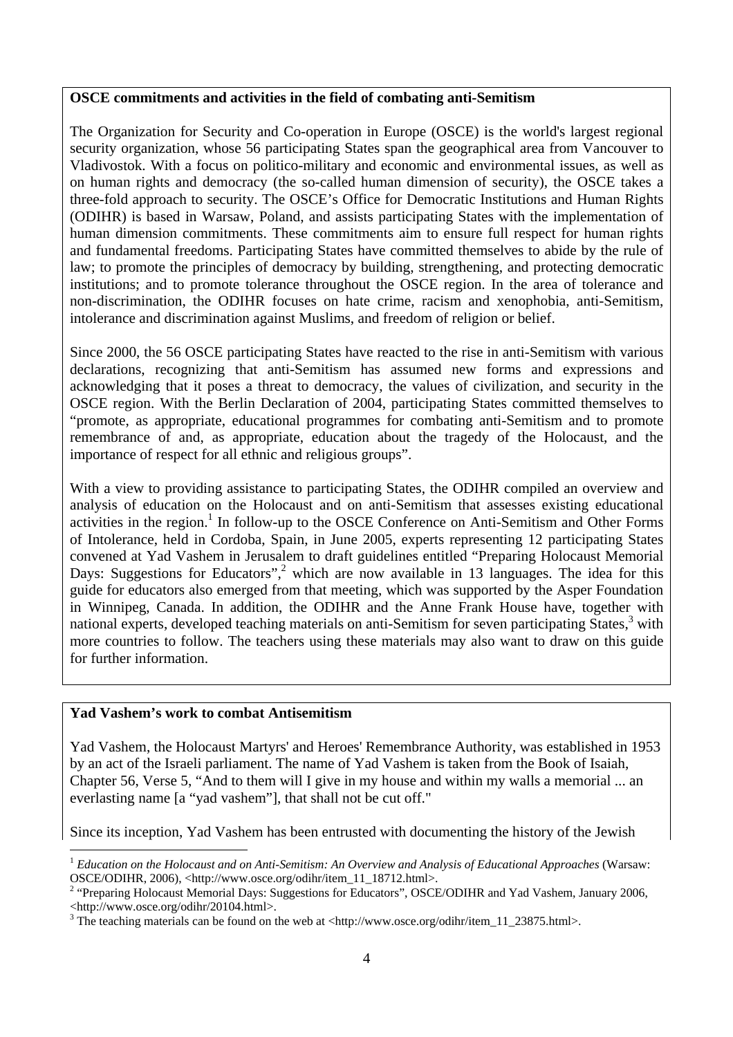**OSCE commitments and activities in the field of combating anti-Semitism**

The Organization for Security and Co-operation in Europe (OSCE) is the world's largest regional security organization, whose 56 participating States span the geographical area from Vancouver to Vladivostok. With a focus on politico-military and economic and environmental issues, as well as on human rights and democracy (the so-called human dimension of security), the OSCE takes a three-fold approach to security. The OSCE's Office for Democratic Institutions and Human Rights (ODIHR) is based in Warsaw, Poland, and assists participating States with the implementation of human dimension commitments. These commitments aim to ensure full respect for human rights and fundamental freedoms. Participating States have committed themselves to abide by the rule of law; to promote the principles of democracy by building, strengthening, and protecting democratic institutions; and to promote tolerance throughout the OSCE region. In the area of tolerance and non-discrimination, the ODIHR focuses on hate crime, racism and xenophobia, anti-Semitism, intolerance and discrimination against Muslims, and freedom of religion or belief.

Since 2000, the 56 OSCE participating States have reacted to the rise in anti-Semitism with various declarations, recognizing that anti-Semitism has assumed new forms and expressions and acknowledging that it poses a threat to democracy, the values of civilization, and security in the OSCE region. With the Berlin Declaration of 2004, participating States committed themselves to "promote, as appropriate, educational programmes for combating anti-Semitism and to promote remembrance of and, as appropriate, education about the tragedy of the Holocaust, and the importance of respect for all ethnic and religious groups".

With a view to providing assistance to participating States, the ODIHR compiled an overview and analysis of education on the Holocaust and on anti-Semitism that assesses existing educational activities in the region.[1] In follow-up to the OSCE Conference on Anti-Semitism and Other Forms of Intolerance, held in Cordoba, Spain, in June 2005, experts representing 12 participating States convened at Yad Vashem in Jerusalem to draft guidelines entitled "Preparing Holocaust Memorial Days: Suggestions for Educators",[2] which are now available in 13 languages. The idea for this guide for educators also emerged from that meeting, which was supported by the Asper Foundation in Winnipeg, Canada. In addition, the ODIHR and the Anne Frank House have, together with national experts, developed teaching materials on anti-Semitism for seven participating States,[3] with more countries to follow. The teachers using these materials may also want to draw on this guide for further information.

**Yad Vashem's work to combat Antisemitism**

Yad Vashem, the Holocaust Martyrs' and Heroes' Remembrance Authority, was established in 1953 by an act of the Israeli parliament. The name of Yad Vashem is taken from the Book of Isaiah, Chapter 56, Verse 5, "And to them will I give in my house and within my walls a memorial ... an everlasting name [a "yad vashem"], that shall not be cut off."

Since its inception, Yad Vashem has been entrusted with documenting the history of the Jewish

---

[1] *Education on the Holocaust and on Anti-Semitism: An Overview and Analysis of Educational Approaches* (Warsaw: OSCE/ODIHR, 2006), <http://www.osce.org/odihr/item_11_18712.html>.

[2] "Preparing Holocaust Memorial Days: Suggestions for Educators", OSCE/ODIHR and Yad Vashem, January 2006, <http://www.osce.org/odihr/20104.html>.

[3] The teaching materials can be found on the web at <http://www.osce.org/odihr/item_11_23875.html>.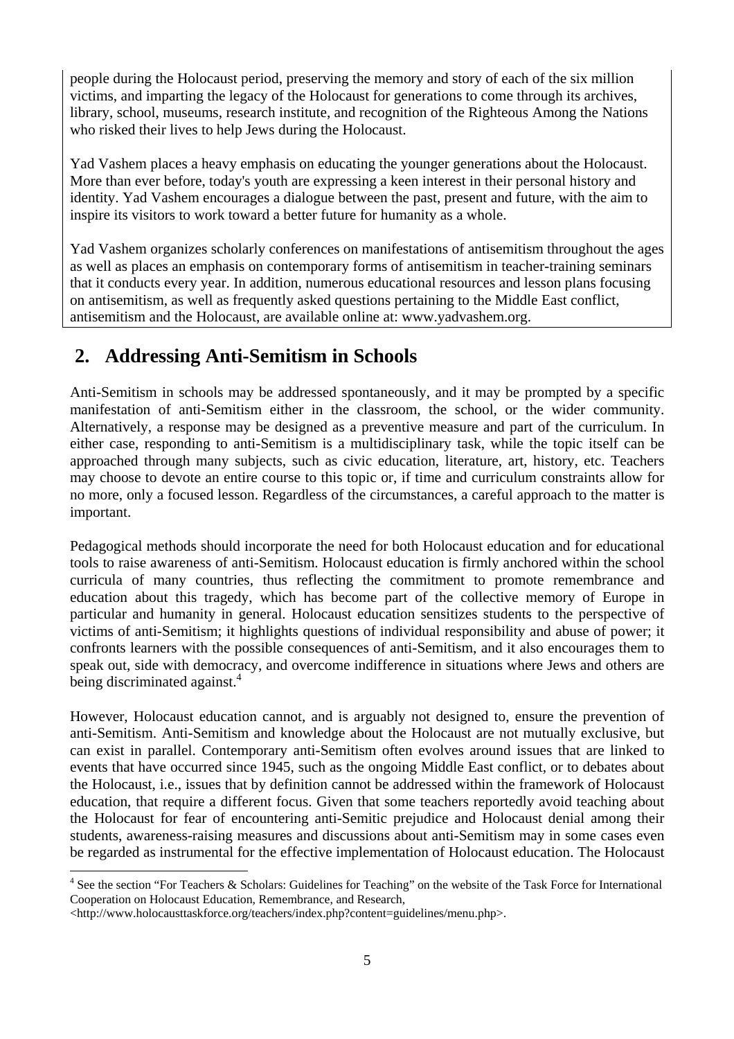people during the Holocaust period, preserving the memory and story of each of the six million victims, and imparting the legacy of the Holocaust for generations to come through its archives, library, school, museums, research institute, and recognition of the Righteous Among the Nations who risked their lives to help Jews during the Holocaust.

Yad Vashem places a heavy emphasis on educating the younger generations about the Holocaust. More than ever before, today's youth are expressing a keen interest in their personal history and identity. Yad Vashem encourages a dialogue between the past, present and future, with the aim to inspire its visitors to work toward a better future for humanity as a whole.

Yad Vashem organizes scholarly conferences on manifestations of antisemitism throughout the ages as well as places an emphasis on contemporary forms of antisemitism in teacher-training seminars that it conducts every year. In addition, numerous educational resources and lesson plans focusing on antisemitism, as well as frequently asked questions pertaining to the Middle East conflict, antisemitism and the Holocaust, are available online at: www.yadvashem.org.

## 2. Addressing Anti-Semitism in Schools

Anti-Semitism in schools may be addressed spontaneously, and it may be prompted by a specific manifestation of anti-Semitism either in the classroom, the school, or the wider community. Alternatively, a response may be designed as a preventive measure and part of the curriculum. In either case, responding to anti-Semitism is a multidisciplinary task, while the topic itself can be approached through many subjects, such as civic education, literature, art, history, etc. Teachers may choose to devote an entire course to this topic or, if time and curriculum constraints allow for no more, only a focused lesson. Regardless of the circumstances, a careful approach to the matter is important.

Pedagogical methods should incorporate the need for both Holocaust education and for educational tools to raise awareness of anti-Semitism. Holocaust education is firmly anchored within the school curricula of many countries, thus reflecting the commitment to promote remembrance and education about this tragedy, which has become part of the collective memory of Europe in particular and humanity in general. Holocaust education sensitizes students to the perspective of victims of anti-Semitism; it highlights questions of individual responsibility and abuse of power; it confronts learners with the possible consequences of anti-Semitism, and it also encourages them to speak out, side with democracy, and overcome indifference in situations where Jews and others are being discriminated against.[4]

However, Holocaust education cannot, and is arguably not designed to, ensure the prevention of anti-Semitism. Anti-Semitism and knowledge about the Holocaust are not mutually exclusive, but can exist in parallel. Contemporary anti-Semitism often evolves around issues that are linked to events that have occurred since 1945, such as the ongoing Middle East conflict, or to debates about the Holocaust, i.e., issues that by definition cannot be addressed within the framework of Holocaust education, that require a different focus. Given that some teachers reportedly avoid teaching about the Holocaust for fear of encountering anti-Semitic prejudice and Holocaust denial among their students, awareness-raising measures and discussions about anti-Semitism may in some cases even be regarded as instrumental for the effective implementation of Holocaust education. The Holocaust

[4] See the section "For Teachers & Scholars: Guidelines for Teaching" on the website of the Task Force for International Cooperation on Holocaust Education, Remembrance, and Research, <http://www.holocausttaskforce.org/teachers/index.php?content=guidelines/menu.php>.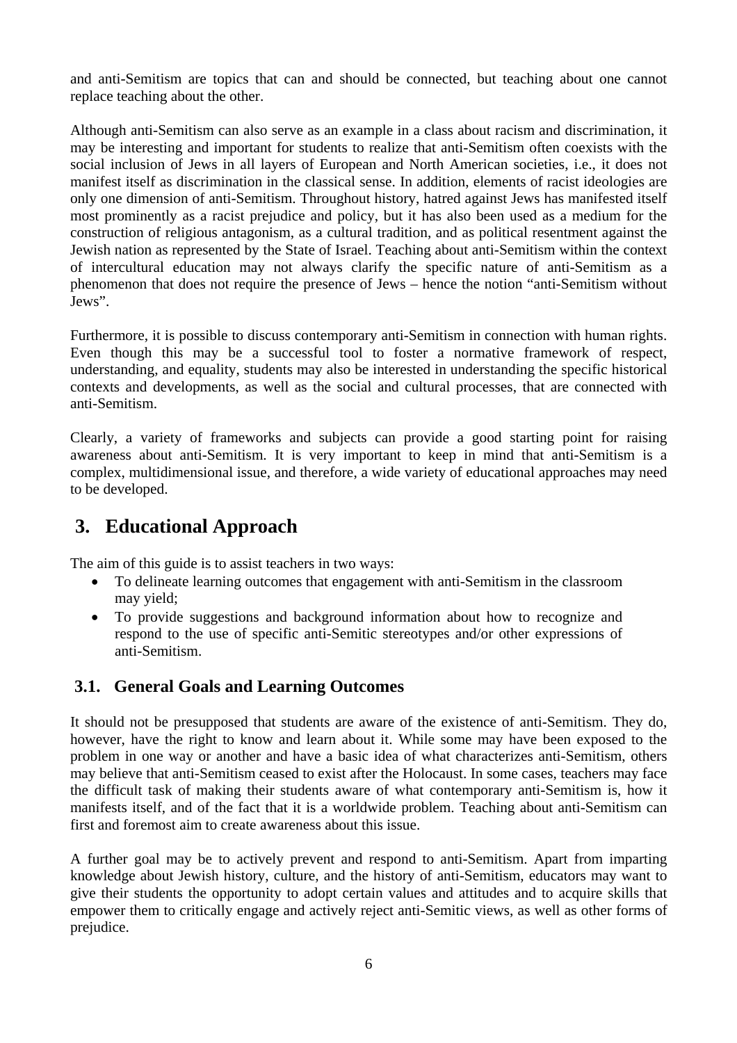and anti-Semitism are topics that can and should be connected, but teaching about one cannot replace teaching about the other.

Although anti-Semitism can also serve as an example in a class about racism and discrimination, it may be interesting and important for students to realize that anti-Semitism often coexists with the social inclusion of Jews in all layers of European and North American societies, i.e., it does not manifest itself as discrimination in the classical sense. In addition, elements of racist ideologies are only one dimension of anti-Semitism. Throughout history, hatred against Jews has manifested itself most prominently as a racist prejudice and policy, but it has also been used as a medium for the construction of religious antagonism, as a cultural tradition, and as political resentment against the Jewish nation as represented by the State of Israel. Teaching about anti-Semitism within the context of intercultural education may not always clarify the specific nature of anti-Semitism as a phenomenon that does not require the presence of Jews – hence the notion "anti-Semitism without Jews".

Furthermore, it is possible to discuss contemporary anti-Semitism in connection with human rights. Even though this may be a successful tool to foster a normative framework of respect, understanding, and equality, students may also be interested in understanding the specific historical contexts and developments, as well as the social and cultural processes, that are connected with anti-Semitism.

Clearly, a variety of frameworks and subjects can provide a good starting point for raising awareness about anti-Semitism. It is very important to keep in mind that anti-Semitism is a complex, multidimensional issue, and therefore, a wide variety of educational approaches may need to be developed.

## 3. Educational Approach

The aim of this guide is to assist teachers in two ways:

- To delineate learning outcomes that engagement with anti-Semitism in the classroom may yield;
- To provide suggestions and background information about how to recognize and respond to the use of specific anti-Semitic stereotypes and/or other expressions of anti-Semitism.

### 3.1. General Goals and Learning Outcomes

It should not be presupposed that students are aware of the existence of anti-Semitism. They do, however, have the right to know and learn about it. While some may have been exposed to the problem in one way or another and have a basic idea of what characterizes anti-Semitism, others may believe that anti-Semitism ceased to exist after the Holocaust. In some cases, teachers may face the difficult task of making their students aware of what contemporary anti-Semitism is, how it manifests itself, and of the fact that it is a worldwide problem. Teaching about anti-Semitism can first and foremost aim to create awareness about this issue.

A further goal may be to actively prevent and respond to anti-Semitism. Apart from imparting knowledge about Jewish history, culture, and the history of anti-Semitism, educators may want to give their students the opportunity to adopt certain values and attitudes and to acquire skills that empower them to critically engage and actively reject anti-Semitic views, as well as other forms of prejudice.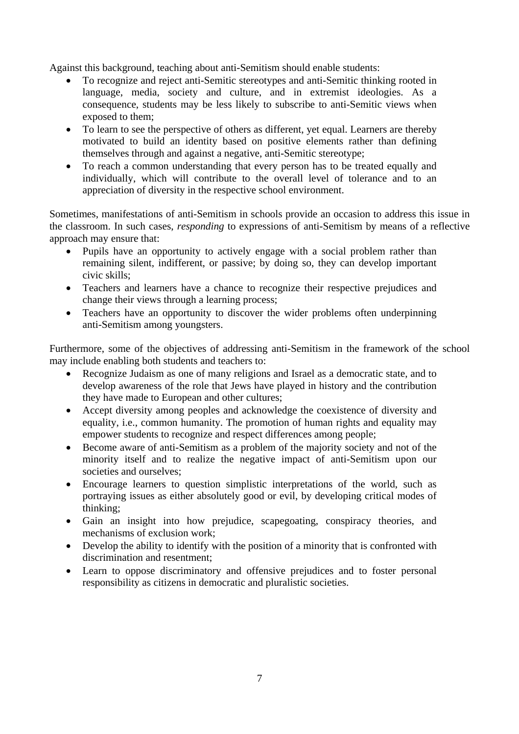Against this background, teaching about anti-Semitism should enable students:

- To recognize and reject anti-Semitic stereotypes and anti-Semitic thinking rooted in language, media, society and culture, and in extremist ideologies. As a consequence, students may be less likely to subscribe to anti-Semitic views when exposed to them;
- To learn to see the perspective of others as different, yet equal. Learners are thereby motivated to build an identity based on positive elements rather than defining themselves through and against a negative, anti-Semitic stereotype;
- To reach a common understanding that every person has to be treated equally and individually, which will contribute to the overall level of tolerance and to an appreciation of diversity in the respective school environment.

Sometimes, manifestations of anti-Semitism in schools provide an occasion to address this issue in the classroom. In such cases, *responding* to expressions of anti-Semitism by means of a reflective approach may ensure that:

- Pupils have an opportunity to actively engage with a social problem rather than remaining silent, indifferent, or passive; by doing so, they can develop important civic skills;
- Teachers and learners have a chance to recognize their respective prejudices and change their views through a learning process;
- Teachers have an opportunity to discover the wider problems often underpinning anti-Semitism among youngsters.

Furthermore, some of the objectives of addressing anti-Semitism in the framework of the school may include enabling both students and teachers to:

- Recognize Judaism as one of many religions and Israel as a democratic state, and to develop awareness of the role that Jews have played in history and the contribution they have made to European and other cultures;
- Accept diversity among peoples and acknowledge the coexistence of diversity and equality, i.e., common humanity. The promotion of human rights and equality may empower students to recognize and respect differences among people;
- Become aware of anti-Semitism as a problem of the majority society and not of the minority itself and to realize the negative impact of anti-Semitism upon our societies and ourselves;
- Encourage learners to question simplistic interpretations of the world, such as portraying issues as either absolutely good or evil, by developing critical modes of thinking;
- Gain an insight into how prejudice, scapegoating, conspiracy theories, and mechanisms of exclusion work;
- Develop the ability to identify with the position of a minority that is confronted with discrimination and resentment;
- Learn to oppose discriminatory and offensive prejudices and to foster personal responsibility as citizens in democratic and pluralistic societies.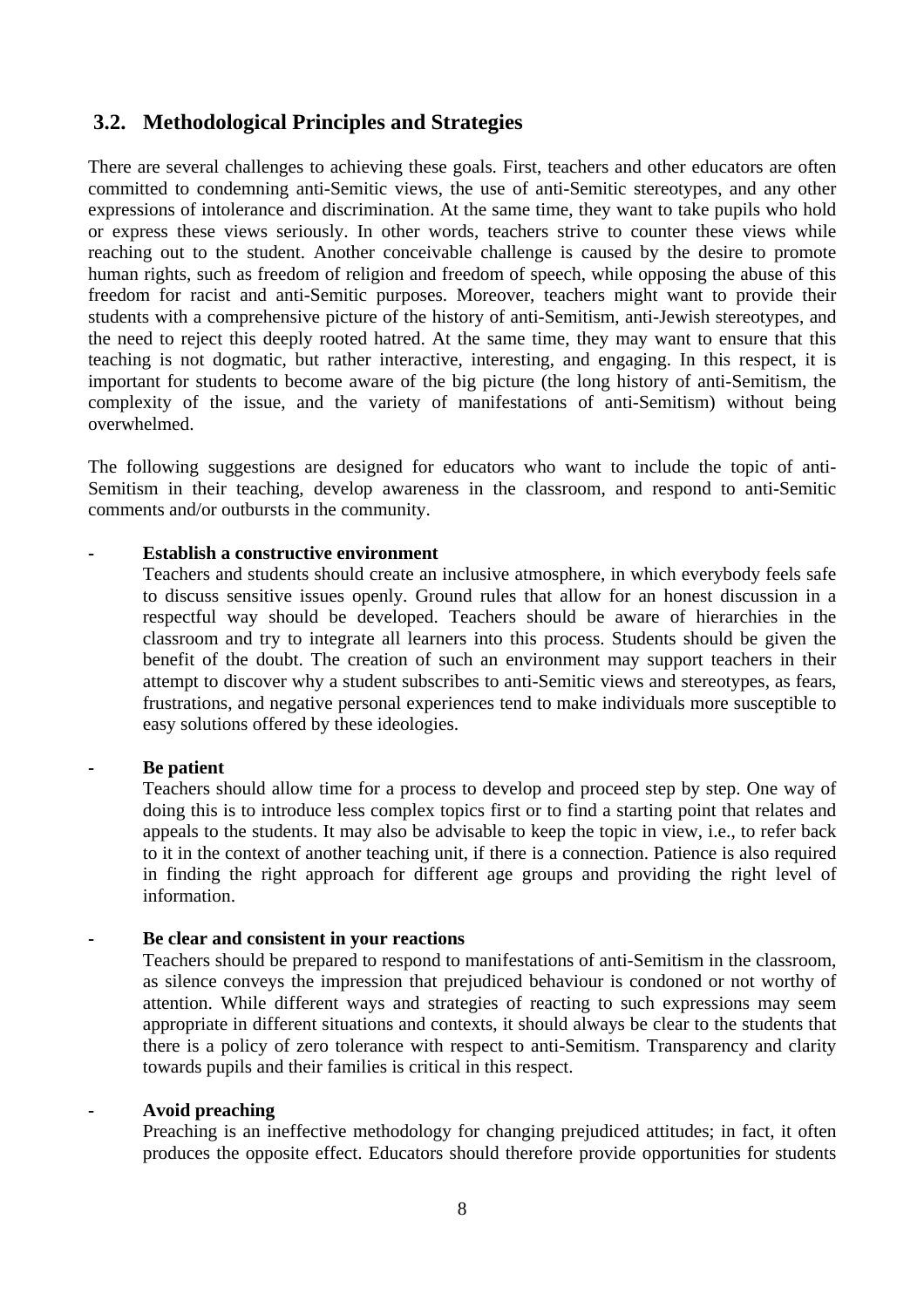## 3.2. Methodological Principles and Strategies

There are several challenges to achieving these goals. First, teachers and other educators are often committed to condemning anti-Semitic views, the use of anti-Semitic stereotypes, and any other expressions of intolerance and discrimination. At the same time, they want to take pupils who hold or express these views seriously. In other words, teachers strive to counter these views while reaching out to the student. Another conceivable challenge is caused by the desire to promote human rights, such as freedom of religion and freedom of speech, while opposing the abuse of this freedom for racist and anti-Semitic purposes. Moreover, teachers might want to provide their students with a comprehensive picture of the history of anti-Semitism, anti-Jewish stereotypes, and the need to reject this deeply rooted hatred. At the same time, they may want to ensure that this teaching is not dogmatic, but rather interactive, interesting, and engaging. In this respect, it is important for students to become aware of the big picture (the long history of anti-Semitism, the complexity of the issue, and the variety of manifestations of anti-Semitism) without being overwhelmed.

The following suggestions are designed for educators who want to include the topic of anti-Semitism in their teaching, develop awareness in the classroom, and respond to anti-Semitic comments and/or outbursts in the community.

- **Establish a constructive environment**
  Teachers and students should create an inclusive atmosphere, in which everybody feels safe to discuss sensitive issues openly. Ground rules that allow for an honest discussion in a respectful way should be developed. Teachers should be aware of hierarchies in the classroom and try to integrate all learners into this process. Students should be given the benefit of the doubt. The creation of such an environment may support teachers in their attempt to discover why a student subscribes to anti-Semitic views and stereotypes, as fears, frustrations, and negative personal experiences tend to make individuals more susceptible to easy solutions offered by these ideologies.

- **Be patient**
  Teachers should allow time for a process to develop and proceed step by step. One way of doing this is to introduce less complex topics first or to find a starting point that relates and appeals to the students. It may also be advisable to keep the topic in view, i.e., to refer back to it in the context of another teaching unit, if there is a connection. Patience is also required in finding the right approach for different age groups and providing the right level of information.

- **Be clear and consistent in your reactions**
  Teachers should be prepared to respond to manifestations of anti-Semitism in the classroom, as silence conveys the impression that prejudiced behaviour is condoned or not worthy of attention. While different ways and strategies of reacting to such expressions may seem appropriate in different situations and contexts, it should always be clear to the students that there is a policy of zero tolerance with respect to anti-Semitism. Transparency and clarity towards pupils and their families is critical in this respect.

- **Avoid preaching**
  Preaching is an ineffective methodology for changing prejudiced attitudes; in fact, it often produces the opposite effect. Educators should therefore provide opportunities for students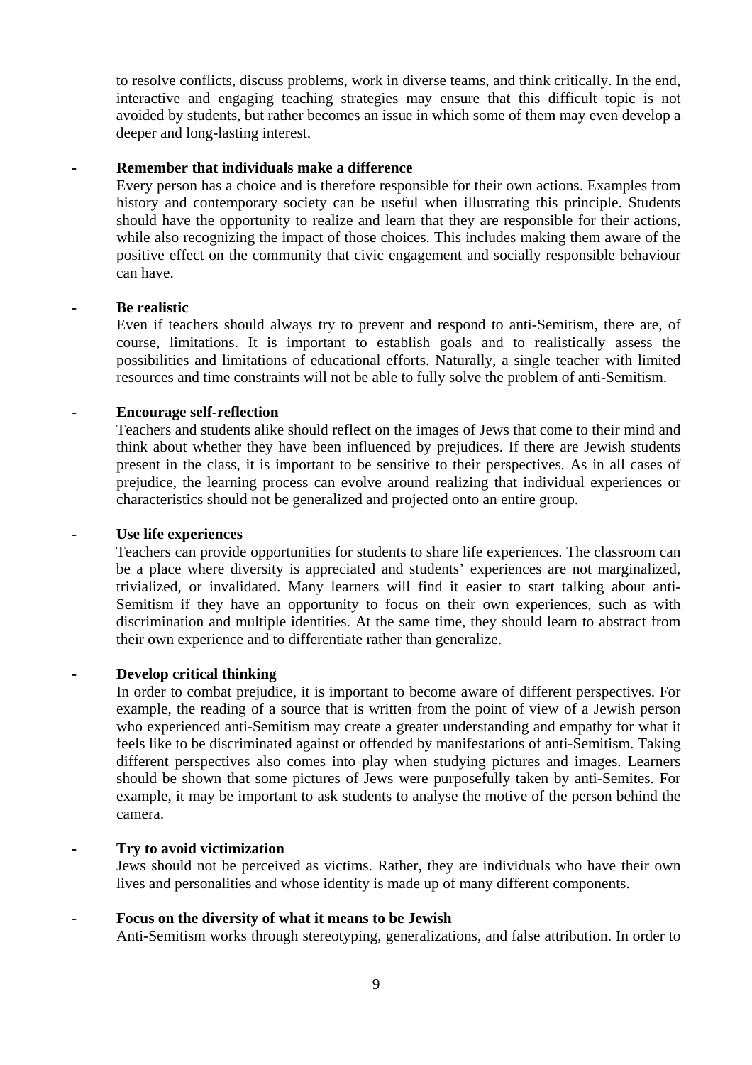to resolve conflicts, discuss problems, work in diverse teams, and think critically. In the end, interactive and engaging teaching strategies may ensure that this difficult topic is not avoided by students, but rather becomes an issue in which some of them may even develop a deeper and long-lasting interest.

- **Remember that individuals make a difference**
  Every person has a choice and is therefore responsible for their own actions. Examples from history and contemporary society can be useful when illustrating this principle. Students should have the opportunity to realize and learn that they are responsible for their actions, while also recognizing the impact of those choices. This includes making them aware of the positive effect on the community that civic engagement and socially responsible behaviour can have.

- **Be realistic**
  Even if teachers should always try to prevent and respond to anti-Semitism, there are, of course, limitations. It is important to establish goals and to realistically assess the possibilities and limitations of educational efforts. Naturally, a single teacher with limited resources and time constraints will not be able to fully solve the problem of anti-Semitism.

- **Encourage self-reflection**
  Teachers and students alike should reflect on the images of Jews that come to their mind and think about whether they have been influenced by prejudices. If there are Jewish students present in the class, it is important to be sensitive to their perspectives. As in all cases of prejudice, the learning process can evolve around realizing that individual experiences or characteristics should not be generalized and projected onto an entire group.

- **Use life experiences**
  Teachers can provide opportunities for students to share life experiences. The classroom can be a place where diversity is appreciated and students' experiences are not marginalized, trivialized, or invalidated. Many learners will find it easier to start talking about anti-Semitism if they have an opportunity to focus on their own experiences, such as with discrimination and multiple identities. At the same time, they should learn to abstract from their own experience and to differentiate rather than generalize.

- **Develop critical thinking**
  In order to combat prejudice, it is important to become aware of different perspectives. For example, the reading of a source that is written from the point of view of a Jewish person who experienced anti-Semitism may create a greater understanding and empathy for what it feels like to be discriminated against or offended by manifestations of anti-Semitism. Taking different perspectives also comes into play when studying pictures and images. Learners should be shown that some pictures of Jews were purposefully taken by anti-Semites. For example, it may be important to ask students to analyse the motive of the person behind the camera.

- **Try to avoid victimization**
  Jews should not be perceived as victims. Rather, they are individuals who have their own lives and personalities and whose identity is made up of many different components.

- **Focus on the diversity of what it means to be Jewish**
  Anti-Semitism works through stereotyping, generalizations, and false attribution. In order to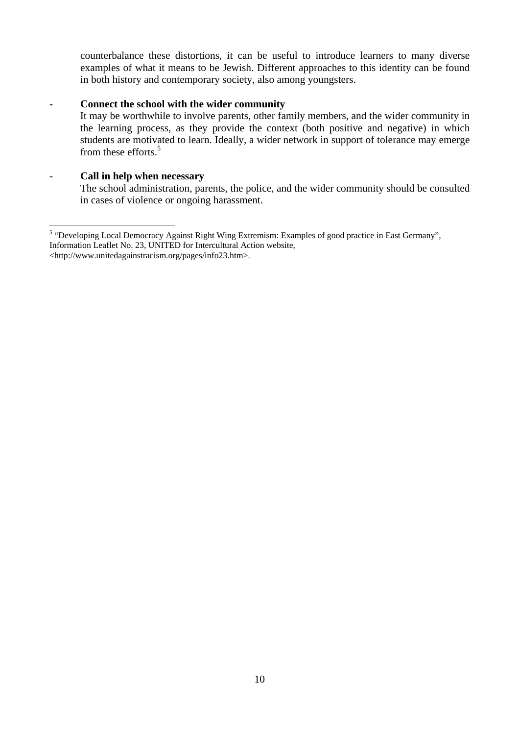counterbalance these distortions, it can be useful to introduce learners to many diverse examples of what it means to be Jewish. Different approaches to this identity can be found in both history and contemporary society, also among youngsters.

- **Connect the school with the wider community**
  It may be worthwhile to involve parents, other family members, and the wider community in the learning process, as they provide the context (both positive and negative) in which students are motivated to learn. Ideally, a wider network in support of tolerance may emerge from these efforts.[5]

- **Call in help when necessary**
  The school administration, parents, the police, and the wider community should be consulted in cases of violence or ongoing harassment.

---

[5] "Developing Local Democracy Against Right Wing Extremism: Examples of good practice in East Germany", Information Leaflet No. 23, UNITED for Intercultural Action website, <http://www.unitedagainstracism.org/pages/info23.htm>.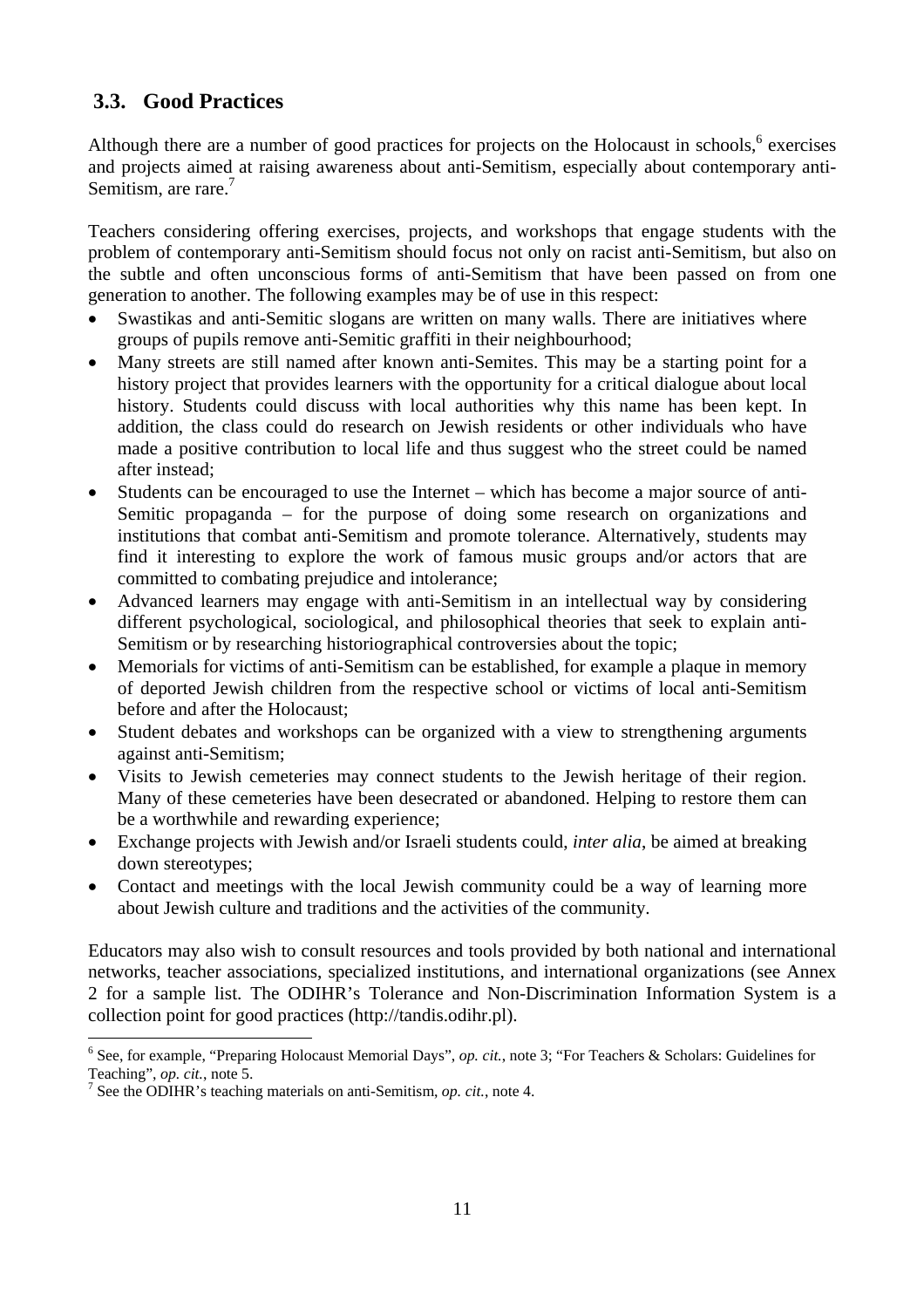## 3.3. Good Practices

Although there are a number of good practices for projects on the Holocaust in schools,[6] exercises and projects aimed at raising awareness about anti-Semitism, especially about contemporary anti-Semitism, are rare.[7]

Teachers considering offering exercises, projects, and workshops that engage students with the problem of contemporary anti-Semitism should focus not only on racist anti-Semitism, but also on the subtle and often unconscious forms of anti-Semitism that have been passed on from one generation to another. The following examples may be of use in this respect:

- Swastikas and anti-Semitic slogans are written on many walls. There are initiatives where groups of pupils remove anti-Semitic graffiti in their neighbourhood;
- Many streets are still named after known anti-Semites. This may be a starting point for a history project that provides learners with the opportunity for a critical dialogue about local history. Students could discuss with local authorities why this name has been kept. In addition, the class could do research on Jewish residents or other individuals who have made a positive contribution to local life and thus suggest who the street could be named after instead;
- Students can be encouraged to use the Internet – which has become a major source of anti-Semitic propaganda – for the purpose of doing some research on organizations and institutions that combat anti-Semitism and promote tolerance. Alternatively, students may find it interesting to explore the work of famous music groups and/or actors that are committed to combating prejudice and intolerance;
- Advanced learners may engage with anti-Semitism in an intellectual way by considering different psychological, sociological, and philosophical theories that seek to explain anti-Semitism or by researching historiographical controversies about the topic;
- Memorials for victims of anti-Semitism can be established, for example a plaque in memory of deported Jewish children from the respective school or victims of local anti-Semitism before and after the Holocaust;
- Student debates and workshops can be organized with a view to strengthening arguments against anti-Semitism;
- Visits to Jewish cemeteries may connect students to the Jewish heritage of their region. Many of these cemeteries have been desecrated or abandoned. Helping to restore them can be a worthwhile and rewarding experience;
- Exchange projects with Jewish and/or Israeli students could, *inter alia*, be aimed at breaking down stereotypes;
- Contact and meetings with the local Jewish community could be a way of learning more about Jewish culture and traditions and the activities of the community.

Educators may also wish to consult resources and tools provided by both national and international networks, teacher associations, specialized institutions, and international organizations (see Annex 2 for a sample list. The ODIHR's Tolerance and Non-Discrimination Information System is a collection point for good practices (http://tandis.odihr.pl).

---

[6] See, for example, "Preparing Holocaust Memorial Days", *op. cit.*, note 3; "For Teachers & Scholars: Guidelines for Teaching", *op. cit.*, note 5.

[7] See the ODIHR's teaching materials on anti-Semitism, *op. cit.*, note 4.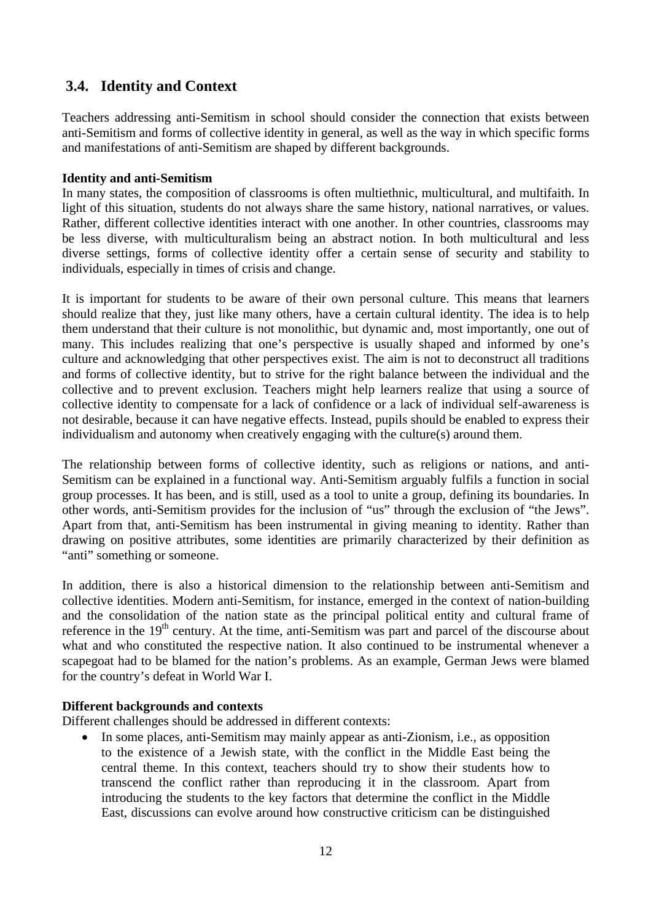## 3.4. Identity and Context

Teachers addressing anti-Semitism in school should consider the connection that exists between anti-Semitism and forms of collective identity in general, as well as the way in which specific forms and manifestations of anti-Semitism are shaped by different backgrounds.

**Identity and anti-Semitism**

In many states, the composition of classrooms is often multiethnic, multicultural, and multifaith. In light of this situation, students do not always share the same history, national narratives, or values. Rather, different collective identities interact with one another. In other countries, classrooms may be less diverse, with multiculturalism being an abstract notion. In both multicultural and less diverse settings, forms of collective identity offer a certain sense of security and stability to individuals, especially in times of crisis and change.

It is important for students to be aware of their own personal culture. This means that learners should realize that they, just like many others, have a certain cultural identity. The idea is to help them understand that their culture is not monolithic, but dynamic and, most importantly, one out of many. This includes realizing that one's perspective is usually shaped and informed by one's culture and acknowledging that other perspectives exist. The aim is not to deconstruct all traditions and forms of collective identity, but to strive for the right balance between the individual and the collective and to prevent exclusion. Teachers might help learners realize that using a source of collective identity to compensate for a lack of confidence or a lack of individual self-awareness is not desirable, because it can have negative effects. Instead, pupils should be enabled to express their individualism and autonomy when creatively engaging with the culture(s) around them.

The relationship between forms of collective identity, such as religions or nations, and anti-Semitism can be explained in a functional way. Anti-Semitism arguably fulfils a function in social group processes. It has been, and is still, used as a tool to unite a group, defining its boundaries. In other words, anti-Semitism provides for the inclusion of "us" through the exclusion of "the Jews". Apart from that, anti-Semitism has been instrumental in giving meaning to identity. Rather than drawing on positive attributes, some identities are primarily characterized by their definition as "anti" something or someone.

In addition, there is also a historical dimension to the relationship between anti-Semitism and collective identities. Modern anti-Semitism, for instance, emerged in the context of nation-building and the consolidation of the nation state as the principal political entity and cultural frame of reference in the 19th century. At the time, anti-Semitism was part and parcel of the discourse about what and who constituted the respective nation. It also continued to be instrumental whenever a scapegoat had to be blamed for the nation's problems. As an example, German Jews were blamed for the country's defeat in World War I.

**Different backgrounds and contexts**

Different challenges should be addressed in different contexts:

- In some places, anti-Semitism may mainly appear as anti-Zionism, i.e., as opposition to the existence of a Jewish state, with the conflict in the Middle East being the central theme. In this context, teachers should try to show their students how to transcend the conflict rather than reproducing it in the classroom. Apart from introducing the students to the key factors that determine the conflict in the Middle East, discussions can evolve around how constructive criticism can be distinguished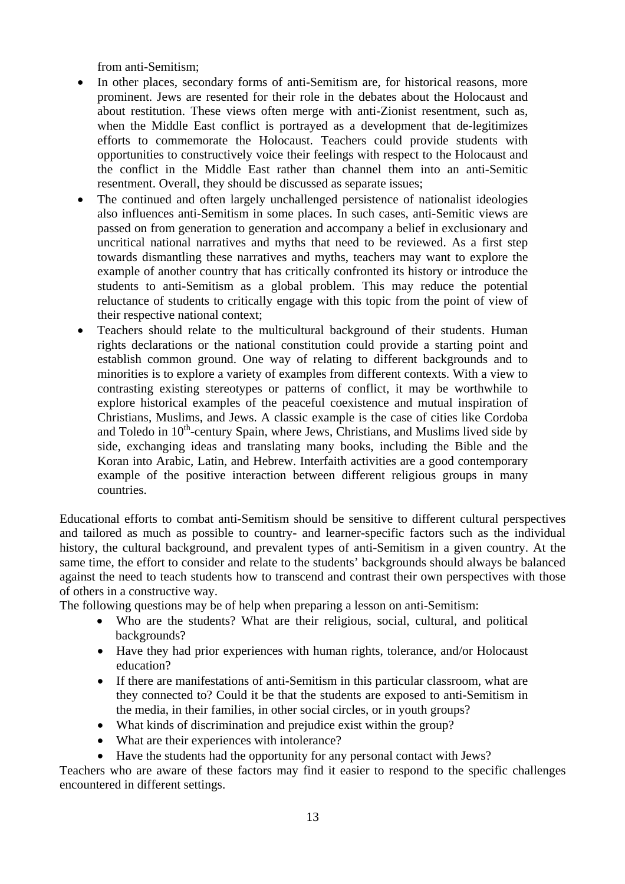from anti-Semitism;

- In other places, secondary forms of anti-Semitism are, for historical reasons, more prominent. Jews are resented for their role in the debates about the Holocaust and about restitution. These views often merge with anti-Zionist resentment, such as, when the Middle East conflict is portrayed as a development that de-legitimizes efforts to commemorate the Holocaust. Teachers could provide students with opportunities to constructively voice their feelings with respect to the Holocaust and the conflict in the Middle East rather than channel them into an anti-Semitic resentment. Overall, they should be discussed as separate issues;
- The continued and often largely unchallenged persistence of nationalist ideologies also influences anti-Semitism in some places. In such cases, anti-Semitic views are passed on from generation to generation and accompany a belief in exclusionary and uncritical national narratives and myths that need to be reviewed. As a first step towards dismantling these narratives and myths, teachers may want to explore the example of another country that has critically confronted its history or introduce the students to anti-Semitism as a global problem. This may reduce the potential reluctance of students to critically engage with this topic from the point of view of their respective national context;
- Teachers should relate to the multicultural background of their students. Human rights declarations or the national constitution could provide a starting point and establish common ground. One way of relating to different backgrounds and to minorities is to explore a variety of examples from different contexts. With a view to contrasting existing stereotypes or patterns of conflict, it may be worthwhile to explore historical examples of the peaceful coexistence and mutual inspiration of Christians, Muslims, and Jews. A classic example is the case of cities like Cordoba and Toledo in 10th-century Spain, where Jews, Christians, and Muslims lived side by side, exchanging ideas and translating many books, including the Bible and the Koran into Arabic, Latin, and Hebrew. Interfaith activities are a good contemporary example of the positive interaction between different religious groups in many countries.

Educational efforts to combat anti-Semitism should be sensitive to different cultural perspectives and tailored as much as possible to country- and learner-specific factors such as the individual history, the cultural background, and prevalent types of anti-Semitism in a given country. At the same time, the effort to consider and relate to the students' backgrounds should always be balanced against the need to teach students how to transcend and contrast their own perspectives with those of others in a constructive way.

The following questions may be of help when preparing a lesson on anti-Semitism:

- Who are the students? What are their religious, social, cultural, and political backgrounds?
- Have they had prior experiences with human rights, tolerance, and/or Holocaust education?
- If there are manifestations of anti-Semitism in this particular classroom, what are they connected to? Could it be that the students are exposed to anti-Semitism in the media, in their families, in other social circles, or in youth groups?
- What kinds of discrimination and prejudice exist within the group?
- What are their experiences with intolerance?
- Have the students had the opportunity for any personal contact with Jews?

Teachers who are aware of these factors may find it easier to respond to the specific challenges encountered in different settings.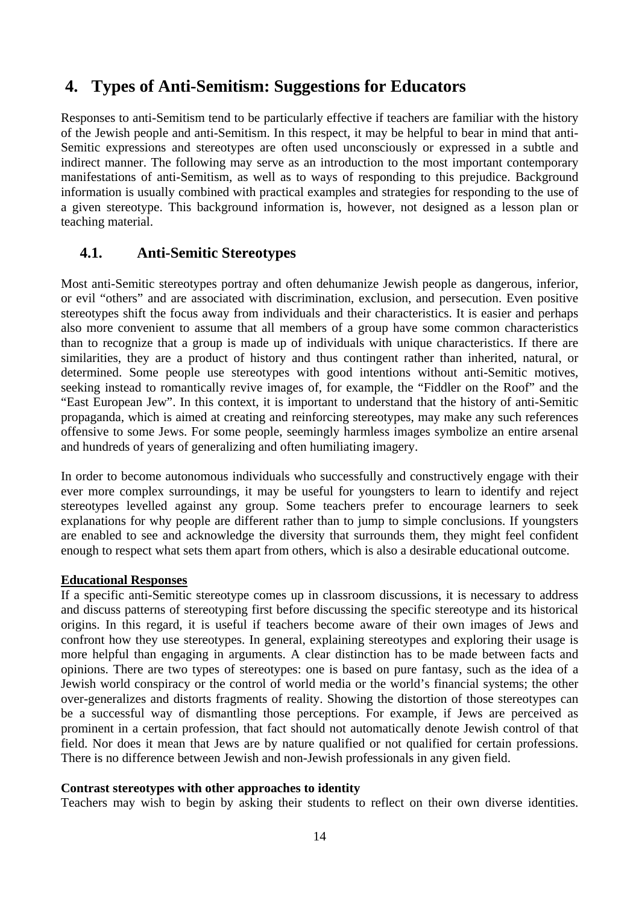## 4. Types of Anti-Semitism: Suggestions for Educators

Responses to anti-Semitism tend to be particularly effective if teachers are familiar with the history of the Jewish people and anti-Semitism. In this respect, it may be helpful to bear in mind that anti-Semitic expressions and stereotypes are often used unconsciously or expressed in a subtle and indirect manner. The following may serve as an introduction to the most important contemporary manifestations of anti-Semitism, as well as to ways of responding to this prejudice. Background information is usually combined with practical examples and strategies for responding to the use of a given stereotype. This background information is, however, not designed as a lesson plan or teaching material.

### 4.1. Anti-Semitic Stereotypes

Most anti-Semitic stereotypes portray and often dehumanize Jewish people as dangerous, inferior, or evil "others" and are associated with discrimination, exclusion, and persecution. Even positive stereotypes shift the focus away from individuals and their characteristics. It is easier and perhaps also more convenient to assume that all members of a group have some common characteristics than to recognize that a group is made up of individuals with unique characteristics. If there are similarities, they are a product of history and thus contingent rather than inherited, natural, or determined. Some people use stereotypes with good intentions without anti-Semitic motives, seeking instead to romantically revive images of, for example, the "Fiddler on the Roof" and the "East European Jew". In this context, it is important to understand that the history of anti-Semitic propaganda, which is aimed at creating and reinforcing stereotypes, may make any such references offensive to some Jews. For some people, seemingly harmless images symbolize an entire arsenal and hundreds of years of generalizing and often humiliating imagery.

In order to become autonomous individuals who successfully and constructively engage with their ever more complex surroundings, it may be useful for youngsters to learn to identify and reject stereotypes levelled against any group. Some teachers prefer to encourage learners to seek explanations for why people are different rather than to jump to simple conclusions. If youngsters are enabled to see and acknowledge the diversity that surrounds them, they might feel confident enough to respect what sets them apart from others, which is also a desirable educational outcome.

**Educational Responses**

If a specific anti-Semitic stereotype comes up in classroom discussions, it is necessary to address and discuss patterns of stereotyping first before discussing the specific stereotype and its historical origins. In this regard, it is useful if teachers become aware of their own images of Jews and confront how they use stereotypes. In general, explaining stereotypes and exploring their usage is more helpful than engaging in arguments. A clear distinction has to be made between facts and opinions. There are two types of stereotypes: one is based on pure fantasy, such as the idea of a Jewish world conspiracy or the control of world media or the world's financial systems; the other over-generalizes and distorts fragments of reality. Showing the distortion of those stereotypes can be a successful way of dismantling those perceptions. For example, if Jews are perceived as prominent in a certain profession, that fact should not automatically denote Jewish control of that field. Nor does it mean that Jews are by nature qualified or not qualified for certain professions. There is no difference between Jewish and non-Jewish professionals in any given field.

**Contrast stereotypes with other approaches to identity**

Teachers may wish to begin by asking their students to reflect on their own diverse identities.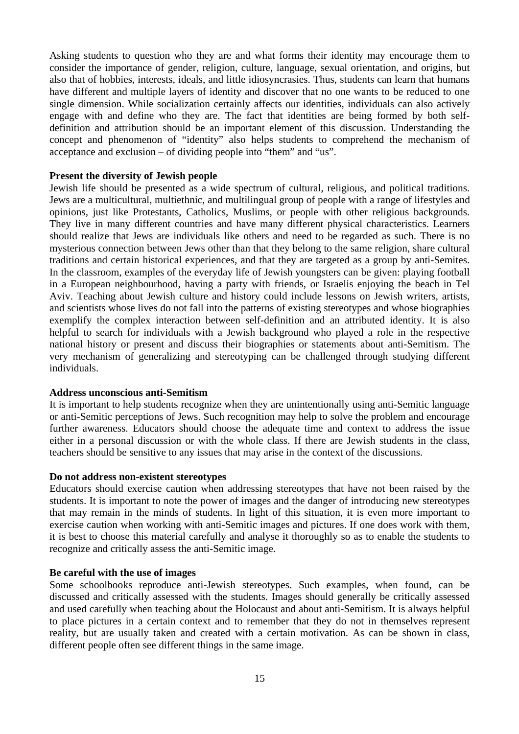Asking students to question who they are and what forms their identity may encourage them to consider the importance of gender, religion, culture, language, sexual orientation, and origins, but also that of hobbies, interests, ideals, and little idiosyncrasies. Thus, students can learn that humans have different and multiple layers of identity and discover that no one wants to be reduced to one single dimension. While socialization certainly affects our identities, individuals can also actively engage with and define who they are. The fact that identities are being formed by both self-definition and attribution should be an important element of this discussion. Understanding the concept and phenomenon of "identity" also helps students to comprehend the mechanism of acceptance and exclusion – of dividing people into "them" and "us".

**Present the diversity of Jewish people**

Jewish life should be presented as a wide spectrum of cultural, religious, and political traditions. Jews are a multicultural, multiethnic, and multilingual group of people with a range of lifestyles and opinions, just like Protestants, Catholics, Muslims, or people with other religious backgrounds. They live in many different countries and have many different physical characteristics. Learners should realize that Jews are individuals like others and need to be regarded as such. There is no mysterious connection between Jews other than that they belong to the same religion, share cultural traditions and certain historical experiences, and that they are targeted as a group by anti-Semites. In the classroom, examples of the everyday life of Jewish youngsters can be given: playing football in a European neighbourhood, having a party with friends, or Israelis enjoying the beach in Tel Aviv. Teaching about Jewish culture and history could include lessons on Jewish writers, artists, and scientists whose lives do not fall into the patterns of existing stereotypes and whose biographies exemplify the complex interaction between self-definition and an attributed identity. It is also helpful to search for individuals with a Jewish background who played a role in the respective national history or present and discuss their biographies or statements about anti-Semitism. The very mechanism of generalizing and stereotyping can be challenged through studying different individuals.

**Address unconscious anti-Semitism**

It is important to help students recognize when they are unintentionally using anti-Semitic language or anti-Semitic perceptions of Jews. Such recognition may help to solve the problem and encourage further awareness. Educators should choose the adequate time and context to address the issue either in a personal discussion or with the whole class. If there are Jewish students in the class, teachers should be sensitive to any issues that may arise in the context of the discussions.

**Do not address non-existent stereotypes**

Educators should exercise caution when addressing stereotypes that have not been raised by the students. It is important to note the power of images and the danger of introducing new stereotypes that may remain in the minds of students. In light of this situation, it is even more important to exercise caution when working with anti-Semitic images and pictures. If one does work with them, it is best to choose this material carefully and analyse it thoroughly so as to enable the students to recognize and critically assess the anti-Semitic image.

**Be careful with the use of images**

Some schoolbooks reproduce anti-Jewish stereotypes. Such examples, when found, can be discussed and critically assessed with the students. Images should generally be critically assessed and used carefully when teaching about the Holocaust and about anti-Semitism. It is always helpful to place pictures in a certain context and to remember that they do not in themselves represent reality, but are usually taken and created with a certain motivation. As can be shown in class, different people often see different things in the same image.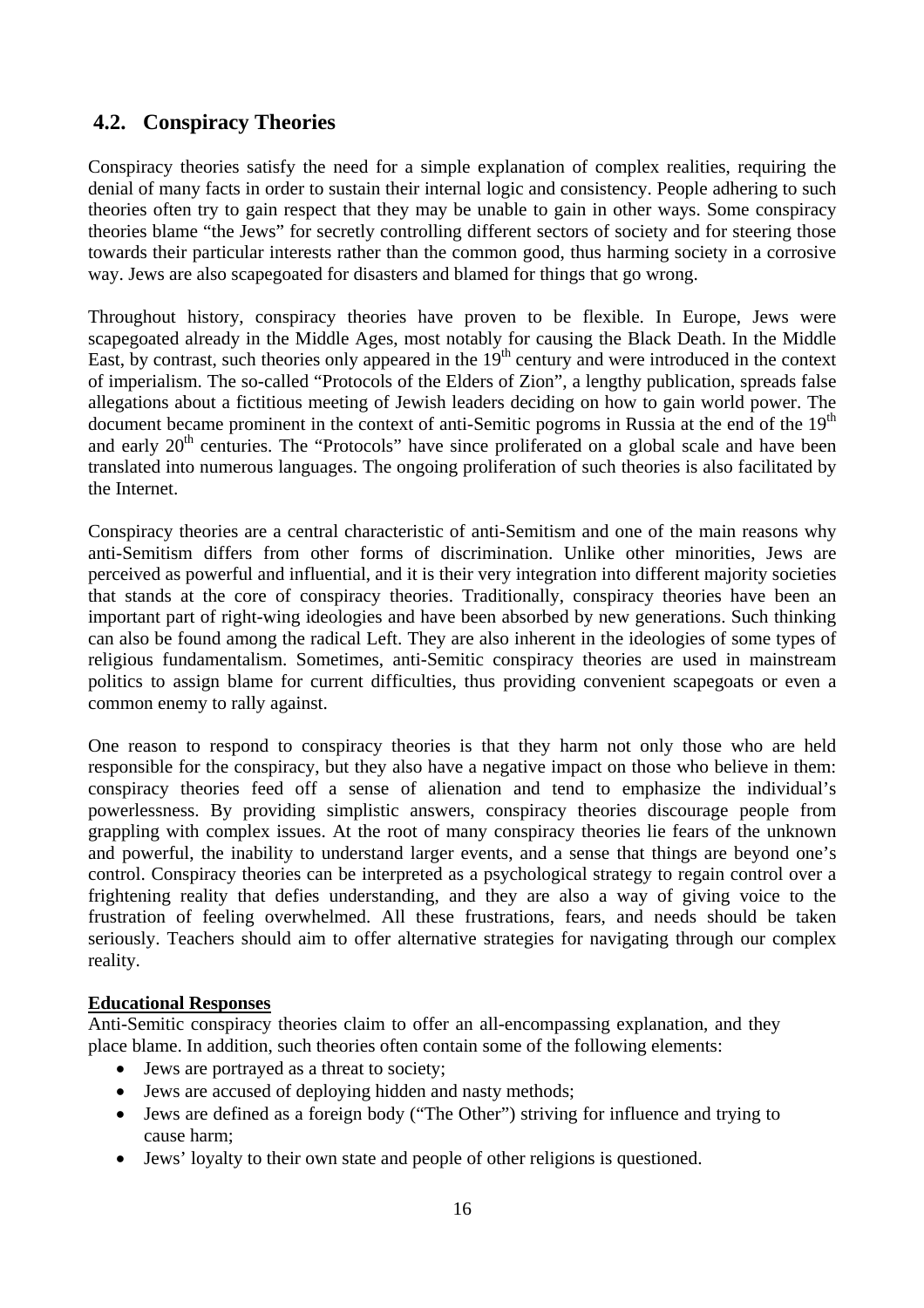## 4.2. Conspiracy Theories

Conspiracy theories satisfy the need for a simple explanation of complex realities, requiring the denial of many facts in order to sustain their internal logic and consistency. People adhering to such theories often try to gain respect that they may be unable to gain in other ways. Some conspiracy theories blame "the Jews" for secretly controlling different sectors of society and for steering those towards their particular interests rather than the common good, thus harming society in a corrosive way. Jews are also scapegoated for disasters and blamed for things that go wrong.

Throughout history, conspiracy theories have proven to be flexible. In Europe, Jews were scapegoated already in the Middle Ages, most notably for causing the Black Death. In the Middle East, by contrast, such theories only appeared in the 19th century and were introduced in the context of imperialism. The so-called "Protocols of the Elders of Zion", a lengthy publication, spreads false allegations about a fictitious meeting of Jewish leaders deciding on how to gain world power. The document became prominent in the context of anti-Semitic pogroms in Russia at the end of the 19th and early 20th centuries. The "Protocols" have since proliferated on a global scale and have been translated into numerous languages. The ongoing proliferation of such theories is also facilitated by the Internet.

Conspiracy theories are a central characteristic of anti-Semitism and one of the main reasons why anti-Semitism differs from other forms of discrimination. Unlike other minorities, Jews are perceived as powerful and influential, and it is their very integration into different majority societies that stands at the core of conspiracy theories. Traditionally, conspiracy theories have been an important part of right-wing ideologies and have been absorbed by new generations. Such thinking can also be found among the radical Left. They are also inherent in the ideologies of some types of religious fundamentalism. Sometimes, anti-Semitic conspiracy theories are used in mainstream politics to assign blame for current difficulties, thus providing convenient scapegoats or even a common enemy to rally against.

One reason to respond to conspiracy theories is that they harm not only those who are held responsible for the conspiracy, but they also have a negative impact on those who believe in them: conspiracy theories feed off a sense of alienation and tend to emphasize the individual's powerlessness. By providing simplistic answers, conspiracy theories discourage people from grappling with complex issues. At the root of many conspiracy theories lie fears of the unknown and powerful, the inability to understand larger events, and a sense that things are beyond one's control. Conspiracy theories can be interpreted as a psychological strategy to regain control over a frightening reality that defies understanding, and they are also a way of giving voice to the frustration of feeling overwhelmed. All these frustrations, fears, and needs should be taken seriously. Teachers should aim to offer alternative strategies for navigating through our complex reality.

**Educational Responses**

Anti-Semitic conspiracy theories claim to offer an all-encompassing explanation, and they place blame. In addition, such theories often contain some of the following elements:

- Jews are portrayed as a threat to society;
- Jews are accused of deploying hidden and nasty methods;
- Jews are defined as a foreign body ("The Other") striving for influence and trying to cause harm;
- Jews' loyalty to their own state and people of other religions is questioned.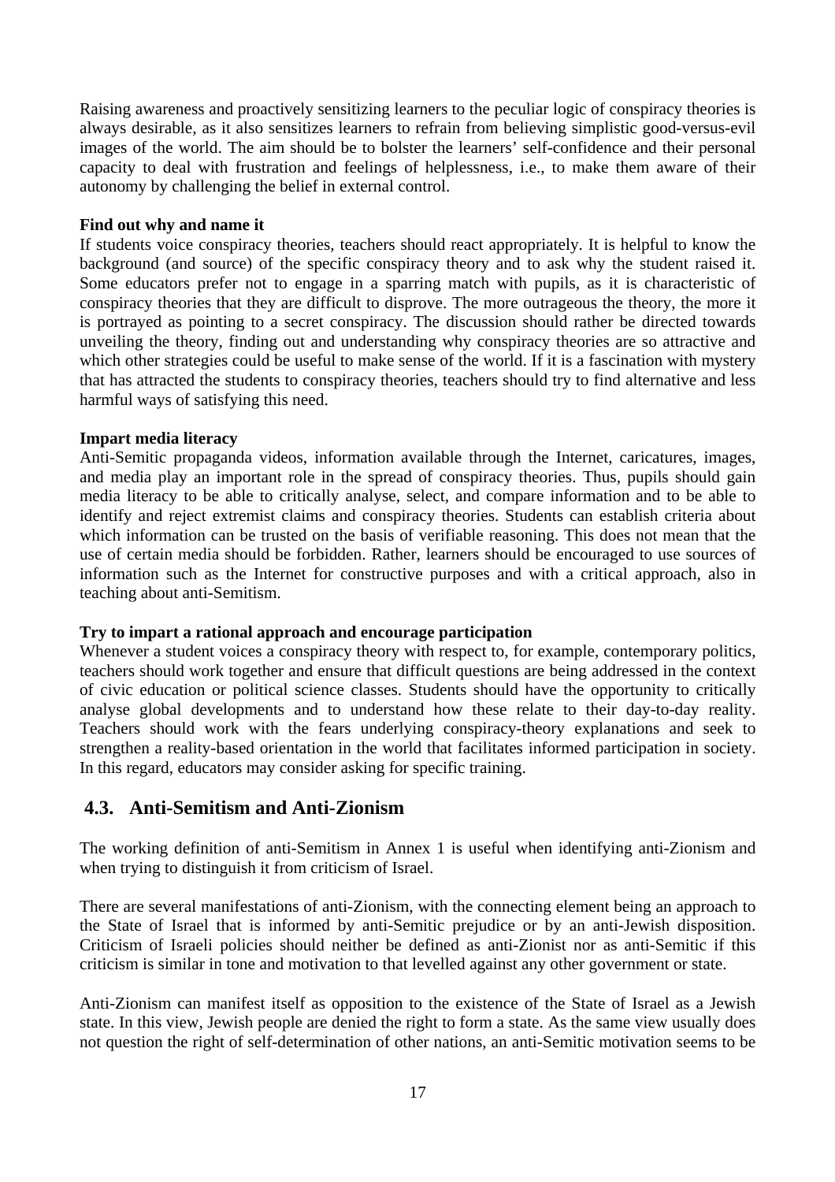Raising awareness and proactively sensitizing learners to the peculiar logic of conspiracy theories is always desirable, as it also sensitizes learners to refrain from believing simplistic good-versus-evil images of the world. The aim should be to bolster the learners' self-confidence and their personal capacity to deal with frustration and feelings of helplessness, i.e., to make them aware of their autonomy by challenging the belief in external control.

**Find out why and name it**

If students voice conspiracy theories, teachers should react appropriately. It is helpful to know the background (and source) of the specific conspiracy theory and to ask why the student raised it. Some educators prefer not to engage in a sparring match with pupils, as it is characteristic of conspiracy theories that they are difficult to disprove. The more outrageous the theory, the more it is portrayed as pointing to a secret conspiracy. The discussion should rather be directed towards unveiling the theory, finding out and understanding why conspiracy theories are so attractive and which other strategies could be useful to make sense of the world. If it is a fascination with mystery that has attracted the students to conspiracy theories, teachers should try to find alternative and less harmful ways of satisfying this need.

**Impart media literacy**

Anti-Semitic propaganda videos, information available through the Internet, caricatures, images, and media play an important role in the spread of conspiracy theories. Thus, pupils should gain media literacy to be able to critically analyse, select, and compare information and to be able to identify and reject extremist claims and conspiracy theories. Students can establish criteria about which information can be trusted on the basis of verifiable reasoning. This does not mean that the use of certain media should be forbidden. Rather, learners should be encouraged to use sources of information such as the Internet for constructive purposes and with a critical approach, also in teaching about anti-Semitism.

**Try to impart a rational approach and encourage participation**

Whenever a student voices a conspiracy theory with respect to, for example, contemporary politics, teachers should work together and ensure that difficult questions are being addressed in the context of civic education or political science classes. Students should have the opportunity to critically analyse global developments and to understand how these relate to their day-to-day reality. Teachers should work with the fears underlying conspiracy-theory explanations and seek to strengthen a reality-based orientation in the world that facilitates informed participation in society. In this regard, educators may consider asking for specific training.

## 4.3. Anti-Semitism and Anti-Zionism

The working definition of anti-Semitism in Annex 1 is useful when identifying anti-Zionism and when trying to distinguish it from criticism of Israel.

There are several manifestations of anti-Zionism, with the connecting element being an approach to the State of Israel that is informed by anti-Semitic prejudice or by an anti-Jewish disposition. Criticism of Israeli policies should neither be defined as anti-Zionist nor as anti-Semitic if this criticism is similar in tone and motivation to that levelled against any other government or state.

Anti-Zionism can manifest itself as opposition to the existence of the State of Israel as a Jewish state. In this view, Jewish people are denied the right to form a state. As the same view usually does not question the right of self-determination of other nations, an anti-Semitic motivation seems to be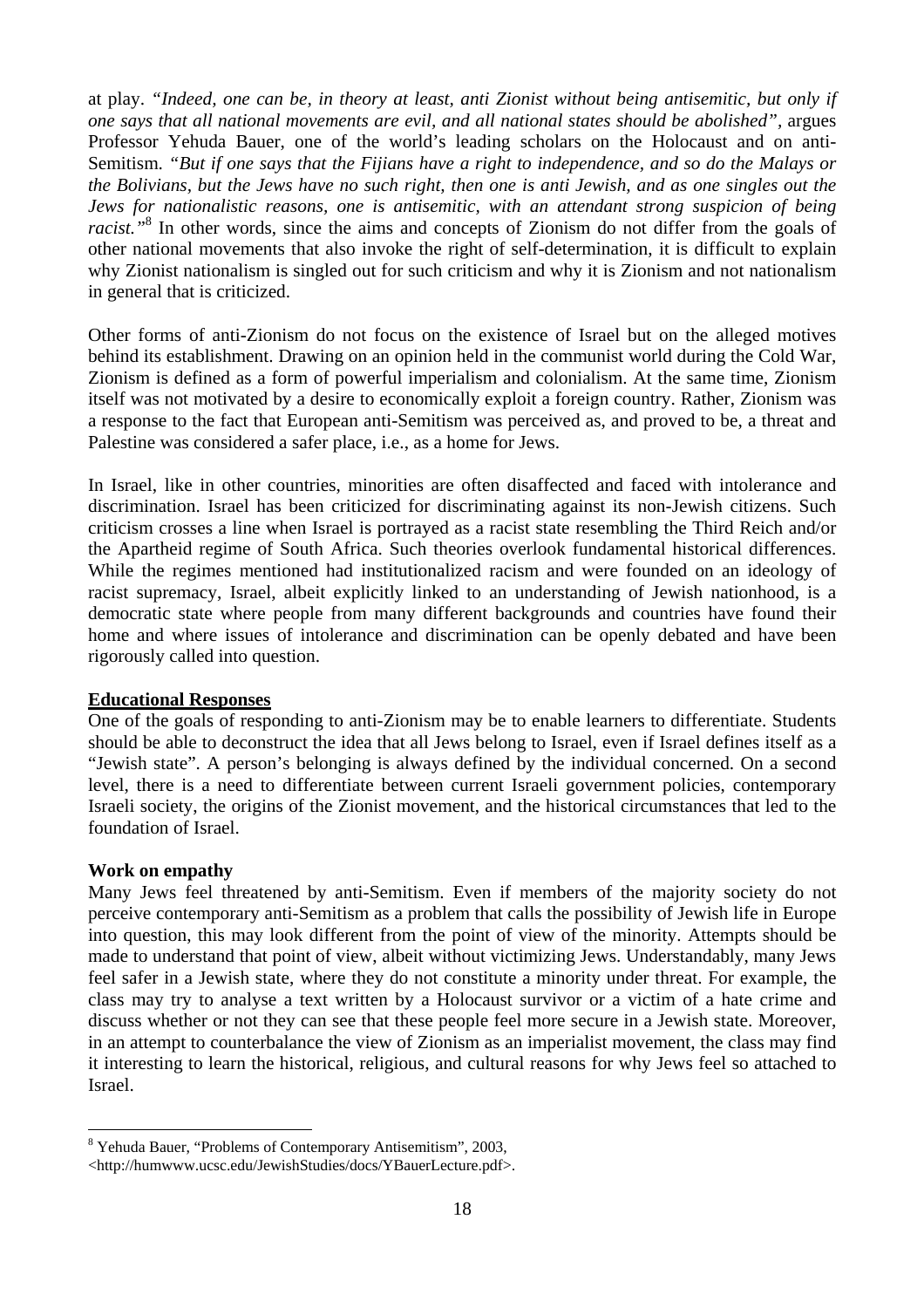at play. *"Indeed, one can be, in theory at least, anti Zionist without being antisemitic, but only if one says that all national movements are evil, and all national states should be abolished"*, argues Professor Yehuda Bauer, one of the world's leading scholars on the Holocaust and on anti-Semitism. *"But if one says that the Fijians have a right to independence, and so do the Malays or the Bolivians, but the Jews have no such right, then one is anti Jewish, and as one singles out the Jews for nationalistic reasons, one is antisemitic, with an attendant strong suspicion of being racist."*[8] In other words, since the aims and concepts of Zionism do not differ from the goals of other national movements that also invoke the right of self-determination, it is difficult to explain why Zionist nationalism is singled out for such criticism and why it is Zionism and not nationalism in general that is criticized.

Other forms of anti-Zionism do not focus on the existence of Israel but on the alleged motives behind its establishment. Drawing on an opinion held in the communist world during the Cold War, Zionism is defined as a form of powerful imperialism and colonialism. At the same time, Zionism itself was not motivated by a desire to economically exploit a foreign country. Rather, Zionism was a response to the fact that European anti-Semitism was perceived as, and proved to be, a threat and Palestine was considered a safer place, i.e., as a home for Jews.

In Israel, like in other countries, minorities are often disaffected and faced with intolerance and discrimination. Israel has been criticized for discriminating against its non-Jewish citizens. Such criticism crosses a line when Israel is portrayed as a racist state resembling the Third Reich and/or the Apartheid regime of South Africa. Such theories overlook fundamental historical differences. While the regimes mentioned had institutionalized racism and were founded on an ideology of racist supremacy, Israel, albeit explicitly linked to an understanding of Jewish nationhood, is a democratic state where people from many different backgrounds and countries have found their home and where issues of intolerance and discrimination can be openly debated and have been rigorously called into question.

## Educational Responses

One of the goals of responding to anti-Zionism may be to enable learners to differentiate. Students should be able to deconstruct the idea that all Jews belong to Israel, even if Israel defines itself as a "Jewish state". A person's belonging is always defined by the individual concerned. On a second level, there is a need to differentiate between current Israeli government policies, contemporary Israeli society, the origins of the Zionist movement, and the historical circumstances that led to the foundation of Israel.

### Work on empathy

Many Jews feel threatened by anti-Semitism. Even if members of the majority society do not perceive contemporary anti-Semitism as a problem that calls the possibility of Jewish life in Europe into question, this may look different from the point of view of the minority. Attempts should be made to understand that point of view, albeit without victimizing Jews. Understandably, many Jews feel safer in a Jewish state, where they do not constitute a minority under threat. For example, the class may try to analyse a text written by a Holocaust survivor or a victim of a hate crime and discuss whether or not they can see that these people feel more secure in a Jewish state. Moreover, in an attempt to counterbalance the view of Zionism as an imperialist movement, the class may find it interesting to learn the historical, religious, and cultural reasons for why Jews feel so attached to Israel.

---

[8] Yehuda Bauer, "Problems of Contemporary Antisemitism", 2003, <http://humwww.ucsc.edu/JewishStudies/docs/YBauerLecture.pdf>.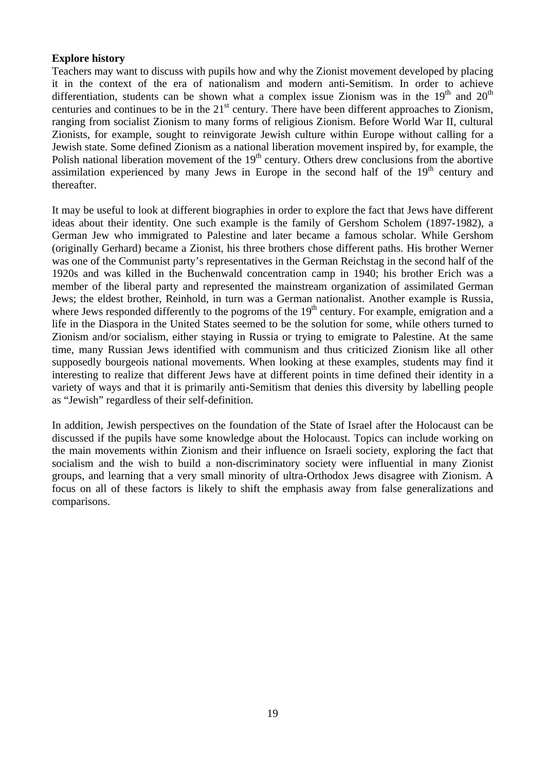**Explore history**

Teachers may want to discuss with pupils how and why the Zionist movement developed by placing it in the context of the era of nationalism and modern anti-Semitism. In order to achieve differentiation, students can be shown what a complex issue Zionism was in the 19th and 20th centuries and continues to be in the 21st century. There have been different approaches to Zionism, ranging from socialist Zionism to many forms of religious Zionism. Before World War II, cultural Zionists, for example, sought to reinvigorate Jewish culture within Europe without calling for a Jewish state. Some defined Zionism as a national liberation movement inspired by, for example, the Polish national liberation movement of the 19th century. Others drew conclusions from the abortive assimilation experienced by many Jews in Europe in the second half of the 19th century and thereafter.

It may be useful to look at different biographies in order to explore the fact that Jews have different ideas about their identity. One such example is the family of Gershom Scholem (1897-1982), a German Jew who immigrated to Palestine and later became a famous scholar. While Gershom (originally Gerhard) became a Zionist, his three brothers chose different paths. His brother Werner was one of the Communist party's representatives in the German Reichstag in the second half of the 1920s and was killed in the Buchenwald concentration camp in 1940; his brother Erich was a member of the liberal party and represented the mainstream organization of assimilated German Jews; the eldest brother, Reinhold, in turn was a German nationalist. Another example is Russia, where Jews responded differently to the pogroms of the 19th century. For example, emigration and a life in the Diaspora in the United States seemed to be the solution for some, while others turned to Zionism and/or socialism, either staying in Russia or trying to emigrate to Palestine. At the same time, many Russian Jews identified with communism and thus criticized Zionism like all other supposedly bourgeois national movements. When looking at these examples, students may find it interesting to realize that different Jews have at different points in time defined their identity in a variety of ways and that it is primarily anti-Semitism that denies this diversity by labelling people as "Jewish" regardless of their self-definition.

In addition, Jewish perspectives on the foundation of the State of Israel after the Holocaust can be discussed if the pupils have some knowledge about the Holocaust. Topics can include working on the main movements within Zionism and their influence on Israeli society, exploring the fact that socialism and the wish to build a non-discriminatory society were influential in many Zionist groups, and learning that a very small minority of ultra-Orthodox Jews disagree with Zionism. A focus on all of these factors is likely to shift the emphasis away from false generalizations and comparisons.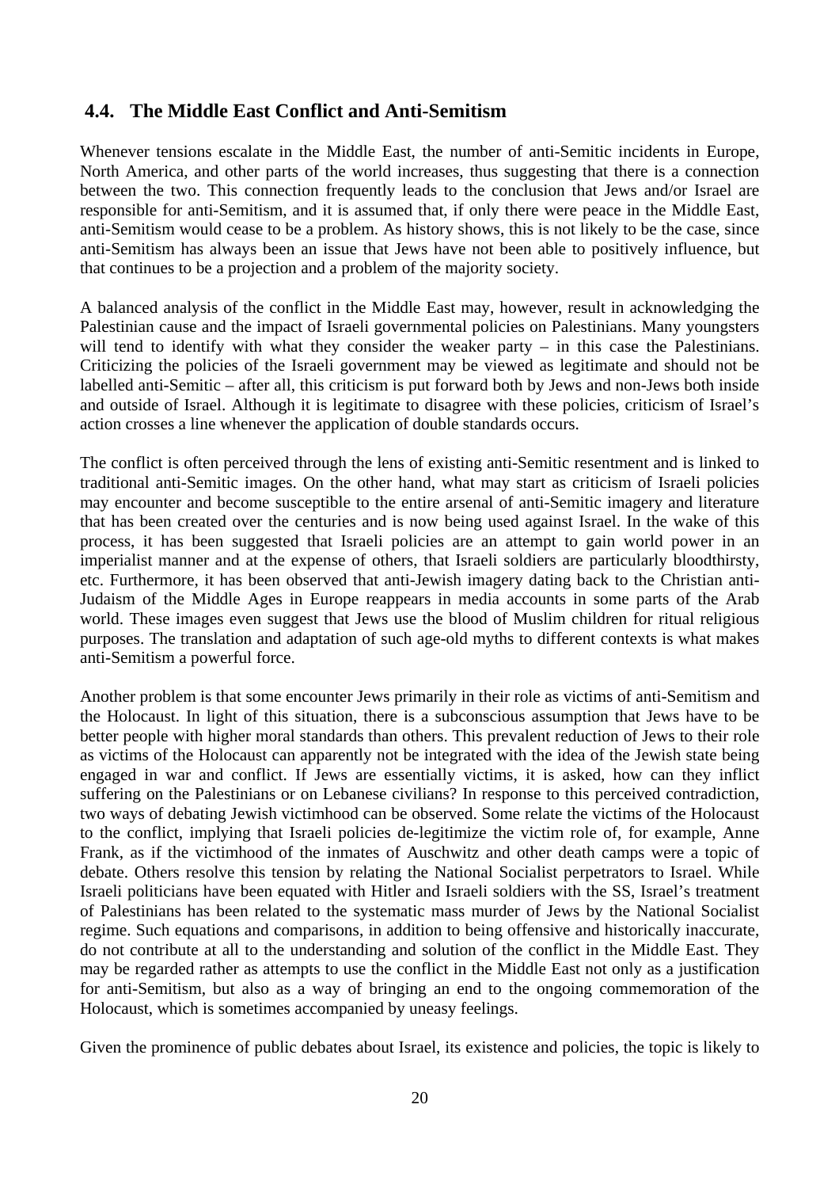## 4.4. The Middle East Conflict and Anti-Semitism

Whenever tensions escalate in the Middle East, the number of anti-Semitic incidents in Europe, North America, and other parts of the world increases, thus suggesting that there is a connection between the two. This connection frequently leads to the conclusion that Jews and/or Israel are responsible for anti-Semitism, and it is assumed that, if only there were peace in the Middle East, anti-Semitism would cease to be a problem. As history shows, this is not likely to be the case, since anti-Semitism has always been an issue that Jews have not been able to positively influence, but that continues to be a projection and a problem of the majority society.

A balanced analysis of the conflict in the Middle East may, however, result in acknowledging the Palestinian cause and the impact of Israeli governmental policies on Palestinians. Many youngsters will tend to identify with what they consider the weaker party – in this case the Palestinians. Criticizing the policies of the Israeli government may be viewed as legitimate and should not be labelled anti-Semitic – after all, this criticism is put forward both by Jews and non-Jews both inside and outside of Israel. Although it is legitimate to disagree with these policies, criticism of Israel's action crosses a line whenever the application of double standards occurs.

The conflict is often perceived through the lens of existing anti-Semitic resentment and is linked to traditional anti-Semitic images. On the other hand, what may start as criticism of Israeli policies may encounter and become susceptible to the entire arsenal of anti-Semitic imagery and literature that has been created over the centuries and is now being used against Israel. In the wake of this process, it has been suggested that Israeli policies are an attempt to gain world power in an imperialist manner and at the expense of others, that Israeli soldiers are particularly bloodthirsty, etc. Furthermore, it has been observed that anti-Jewish imagery dating back to the Christian anti-Judaism of the Middle Ages in Europe reappears in media accounts in some parts of the Arab world. These images even suggest that Jews use the blood of Muslim children for ritual religious purposes. The translation and adaptation of such age-old myths to different contexts is what makes anti-Semitism a powerful force.

Another problem is that some encounter Jews primarily in their role as victims of anti-Semitism and the Holocaust. In light of this situation, there is a subconscious assumption that Jews have to be better people with higher moral standards than others. This prevalent reduction of Jews to their role as victims of the Holocaust can apparently not be integrated with the idea of the Jewish state being engaged in war and conflict. If Jews are essentially victims, it is asked, how can they inflict suffering on the Palestinians or on Lebanese civilians? In response to this perceived contradiction, two ways of debating Jewish victimhood can be observed. Some relate the victims of the Holocaust to the conflict, implying that Israeli policies de-legitimize the victim role of, for example, Anne Frank, as if the victimhood of the inmates of Auschwitz and other death camps were a topic of debate. Others resolve this tension by relating the National Socialist perpetrators to Israel. While Israeli politicians have been equated with Hitler and Israeli soldiers with the SS, Israel's treatment of Palestinians has been related to the systematic mass murder of Jews by the National Socialist regime. Such equations and comparisons, in addition to being offensive and historically inaccurate, do not contribute at all to the understanding and solution of the conflict in the Middle East. They may be regarded rather as attempts to use the conflict in the Middle East not only as a justification for anti-Semitism, but also as a way of bringing an end to the ongoing commemoration of the Holocaust, which is sometimes accompanied by uneasy feelings.

Given the prominence of public debates about Israel, its existence and policies, the topic is likely to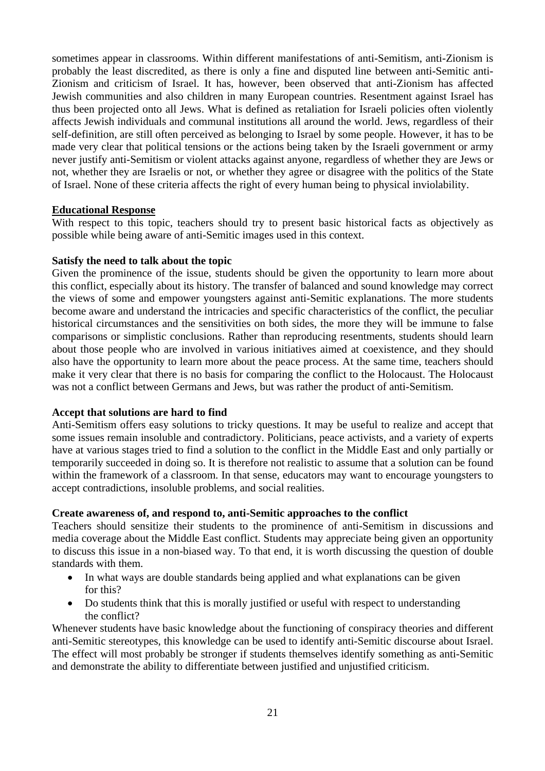sometimes appear in classrooms. Within different manifestations of anti-Semitism, anti-Zionism is probably the least discredited, as there is only a fine and disputed line between anti-Semitic anti-Zionism and criticism of Israel. It has, however, been observed that anti-Zionism has affected Jewish communities and also children in many European countries. Resentment against Israel has thus been projected onto all Jews. What is defined as retaliation for Israeli policies often violently affects Jewish individuals and communal institutions all around the world. Jews, regardless of their self-definition, are still often perceived as belonging to Israel by some people. However, it has to be made very clear that political tensions or the actions being taken by the Israeli government or army never justify anti-Semitism or violent attacks against anyone, regardless of whether they are Jews or not, whether they are Israelis or not, or whether they agree or disagree with the politics of the State of Israel. None of these criteria affects the right of every human being to physical inviolability.

**Educational Response**

With respect to this topic, teachers should try to present basic historical facts as objectively as possible while being aware of anti-Semitic images used in this context.

**Satisfy the need to talk about the topic**

Given the prominence of the issue, students should be given the opportunity to learn more about this conflict, especially about its history. The transfer of balanced and sound knowledge may correct the views of some and empower youngsters against anti-Semitic explanations. The more students become aware and understand the intricacies and specific characteristics of the conflict, the peculiar historical circumstances and the sensitivities on both sides, the more they will be immune to false comparisons or simplistic conclusions. Rather than reproducing resentments, students should learn about those people who are involved in various initiatives aimed at coexistence, and they should also have the opportunity to learn more about the peace process. At the same time, teachers should make it very clear that there is no basis for comparing the conflict to the Holocaust. The Holocaust was not a conflict between Germans and Jews, but was rather the product of anti-Semitism.

**Accept that solutions are hard to find**

Anti-Semitism offers easy solutions to tricky questions. It may be useful to realize and accept that some issues remain insoluble and contradictory. Politicians, peace activists, and a variety of experts have at various stages tried to find a solution to the conflict in the Middle East and only partially or temporarily succeeded in doing so. It is therefore not realistic to assume that a solution can be found within the framework of a classroom. In that sense, educators may want to encourage youngsters to accept contradictions, insoluble problems, and social realities.

**Create awareness of, and respond to, anti-Semitic approaches to the conflict**

Teachers should sensitize their students to the prominence of anti-Semitism in discussions and media coverage about the Middle East conflict. Students may appreciate being given an opportunity to discuss this issue in a non-biased way. To that end, it is worth discussing the question of double standards with them.

- In what ways are double standards being applied and what explanations can be given for this?
- Do students think that this is morally justified or useful with respect to understanding the conflict?

Whenever students have basic knowledge about the functioning of conspiracy theories and different anti-Semitic stereotypes, this knowledge can be used to identify anti-Semitic discourse about Israel. The effect will most probably be stronger if students themselves identify something as anti-Semitic and demonstrate the ability to differentiate between justified and unjustified criticism.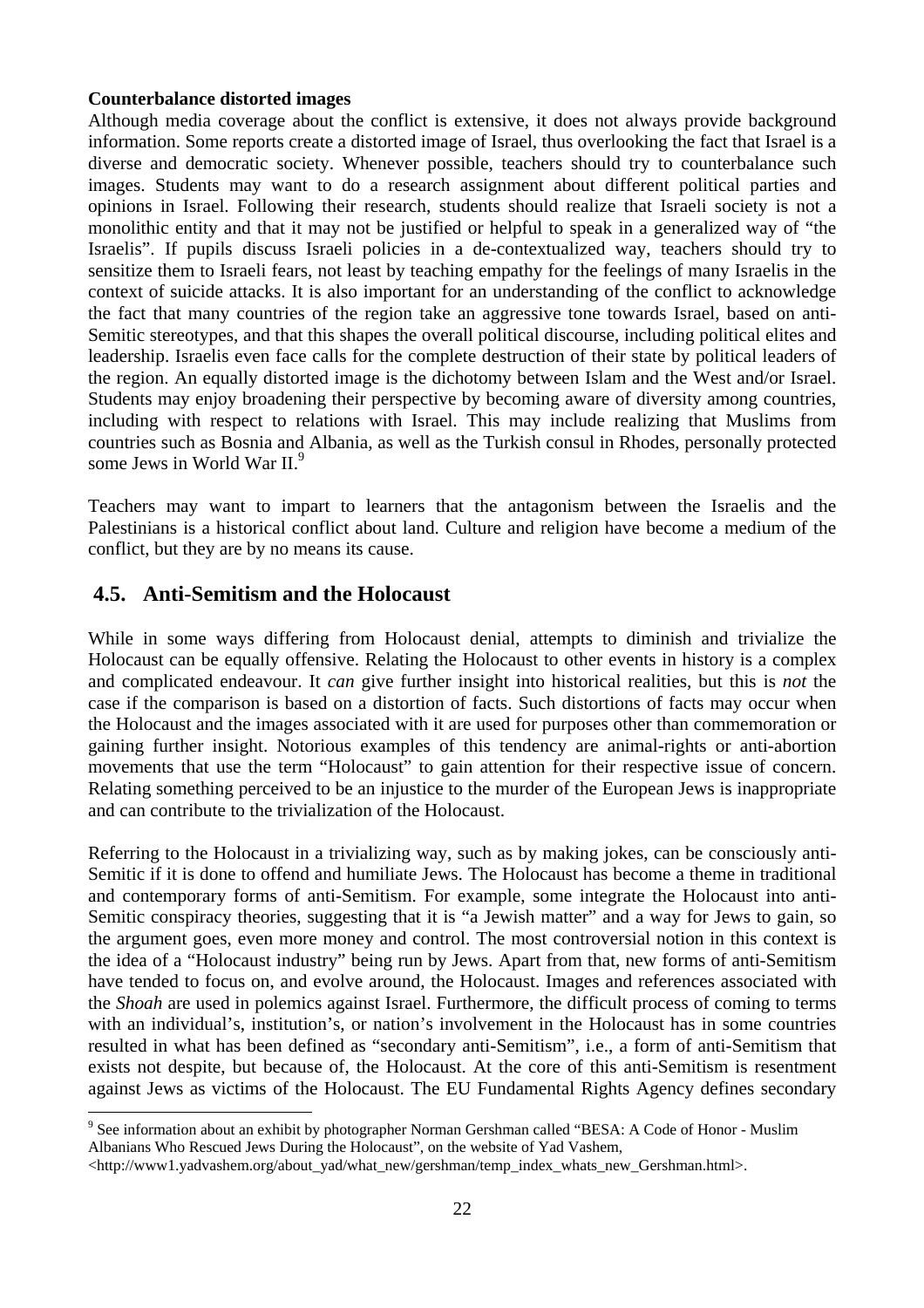**Counterbalance distorted images**

Although media coverage about the conflict is extensive, it does not always provide background information. Some reports create a distorted image of Israel, thus overlooking the fact that Israel is a diverse and democratic society. Whenever possible, teachers should try to counterbalance such images. Students may want to do a research assignment about different political parties and opinions in Israel. Following their research, students should realize that Israeli society is not a monolithic entity and that it may not be justified or helpful to speak in a generalized way of "the Israelis". If pupils discuss Israeli policies in a de-contextualized way, teachers should try to sensitize them to Israeli fears, not least by teaching empathy for the feelings of many Israelis in the context of suicide attacks. It is also important for an understanding of the conflict to acknowledge the fact that many countries of the region take an aggressive tone towards Israel, based on anti-Semitic stereotypes, and that this shapes the overall political discourse, including political elites and leadership. Israelis even face calls for the complete destruction of their state by political leaders of the region. An equally distorted image is the dichotomy between Islam and the West and/or Israel. Students may enjoy broadening their perspective by becoming aware of diversity among countries, including with respect to relations with Israel. This may include realizing that Muslims from countries such as Bosnia and Albania, as well as the Turkish consul in Rhodes, personally protected some Jews in World War II.[9]

Teachers may want to impart to learners that the antagonism between the Israelis and the Palestinians is a historical conflict about land. Culture and religion have become a medium of the conflict, but they are by no means its cause.

## 4.5. Anti-Semitism and the Holocaust

While in some ways differing from Holocaust denial, attempts to diminish and trivialize the Holocaust can be equally offensive. Relating the Holocaust to other events in history is a complex and complicated endeavour. It *can* give further insight into historical realities, but this is *not* the case if the comparison is based on a distortion of facts. Such distortions of facts may occur when the Holocaust and the images associated with it are used for purposes other than commemoration or gaining further insight. Notorious examples of this tendency are animal-rights or anti-abortion movements that use the term "Holocaust" to gain attention for their respective issue of concern. Relating something perceived to be an injustice to the murder of the European Jews is inappropriate and can contribute to the trivialization of the Holocaust.

Referring to the Holocaust in a trivializing way, such as by making jokes, can be consciously anti-Semitic if it is done to offend and humiliate Jews. The Holocaust has become a theme in traditional and contemporary forms of anti-Semitism. For example, some integrate the Holocaust into anti-Semitic conspiracy theories, suggesting that it is "a Jewish matter" and a way for Jews to gain, so the argument goes, even more money and control. The most controversial notion in this context is the idea of a "Holocaust industry" being run by Jews. Apart from that, new forms of anti-Semitism have tended to focus on, and evolve around, the Holocaust. Images and references associated with the *Shoah* are used in polemics against Israel. Furthermore, the difficult process of coming to terms with an individual's, institution's, or nation's involvement in the Holocaust has in some countries resulted in what has been defined as "secondary anti-Semitism", i.e., a form of anti-Semitism that exists not despite, but because of, the Holocaust. At the core of this anti-Semitism is resentment against Jews as victims of the Holocaust. The EU Fundamental Rights Agency defines secondary

---

[9] See information about an exhibit by photographer Norman Gershman called "BESA: A Code of Honor - Muslim Albanians Who Rescued Jews During the Holocaust", on the website of Yad Vashem, <http://www1.yadvashem.org/about_yad/what_new/gershman/temp_index_whats_new_Gershman.html>.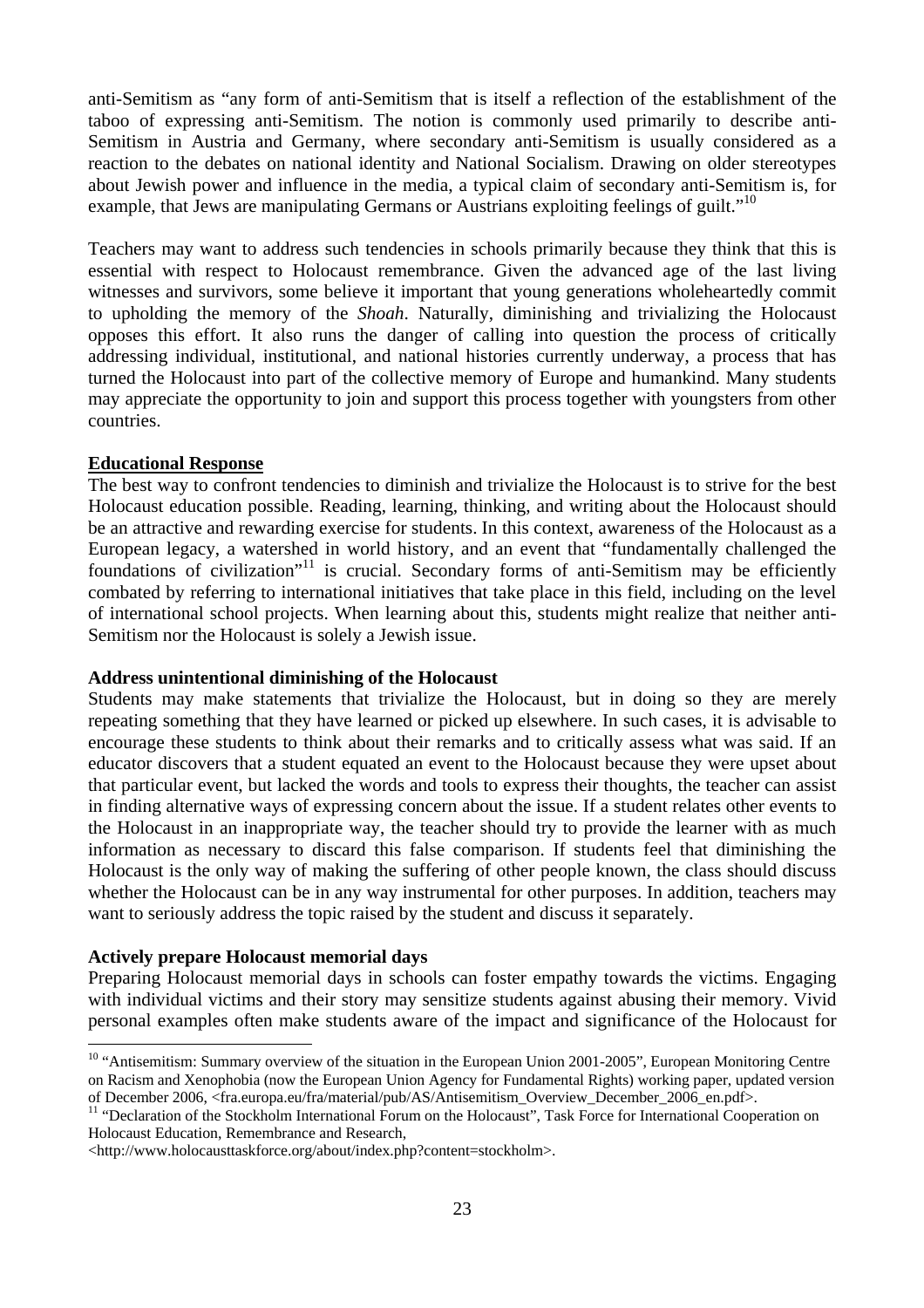anti-Semitism as "any form of anti-Semitism that is itself a reflection of the establishment of the taboo of expressing anti-Semitism. The notion is commonly used primarily to describe anti-Semitism in Austria and Germany, where secondary anti-Semitism is usually considered as a reaction to the debates on national identity and National Socialism. Drawing on older stereotypes about Jewish power and influence in the media, a typical claim of secondary anti-Semitism is, for example, that Jews are manipulating Germans or Austrians exploiting feelings of guilt."[10]

Teachers may want to address such tendencies in schools primarily because they think that this is essential with respect to Holocaust remembrance. Given the advanced age of the last living witnesses and survivors, some believe it important that young generations wholeheartedly commit to upholding the memory of the *Shoah*. Naturally, diminishing and trivializing the Holocaust opposes this effort. It also runs the danger of calling into question the process of critically addressing individual, institutional, and national histories currently underway, a process that has turned the Holocaust into part of the collective memory of Europe and humankind. Many students may appreciate the opportunity to join and support this process together with youngsters from other countries.

## Educational Response

The best way to confront tendencies to diminish and trivialize the Holocaust is to strive for the best Holocaust education possible. Reading, learning, thinking, and writing about the Holocaust should be an attractive and rewarding exercise for students. In this context, awareness of the Holocaust as a European legacy, a watershed in world history, and an event that "fundamentally challenged the foundations of civilization"[11] is crucial. Secondary forms of anti-Semitism may be efficiently combated by referring to international initiatives that take place in this field, including on the level of international school projects. When learning about this, students might realize that neither anti-Semitism nor the Holocaust is solely a Jewish issue.

### Address unintentional diminishing of the Holocaust

Students may make statements that trivialize the Holocaust, but in doing so they are merely repeating something that they have learned or picked up elsewhere. In such cases, it is advisable to encourage these students to think about their remarks and to critically assess what was said. If an educator discovers that a student equated an event to the Holocaust because they were upset about that particular event, but lacked the words and tools to express their thoughts, the teacher can assist in finding alternative ways of expressing concern about the issue. If a student relates other events to the Holocaust in an inappropriate way, the teacher should try to provide the learner with as much information as necessary to discard this false comparison. If students feel that diminishing the Holocaust is the only way of making the suffering of other people known, the class should discuss whether the Holocaust can be in any way instrumental for other purposes. In addition, teachers may want to seriously address the topic raised by the student and discuss it separately.

### Actively prepare Holocaust memorial days

Preparing Holocaust memorial days in schools can foster empathy towards the victims. Engaging with individual victims and their story may sensitize students against abusing their memory. Vivid personal examples often make students aware of the impact and significance of the Holocaust for

---

[10] "Antisemitism: Summary overview of the situation in the European Union 2001-2005", European Monitoring Centre on Racism and Xenophobia (now the European Union Agency for Fundamental Rights) working paper, updated version of December 2006, <fra.europa.eu/fra/material/pub/AS/Antisemitism_Overview_December_2006_en.pdf>.

[11] "Declaration of the Stockholm International Forum on the Holocaust", Task Force for International Cooperation on Holocaust Education, Remembrance and Research, <http://www.holocausttaskforce.org/about/index.php?content=stockholm>.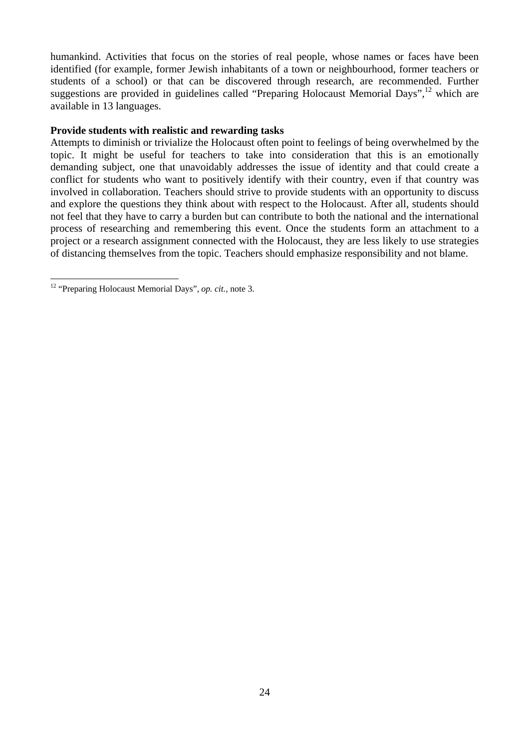humankind. Activities that focus on the stories of real people, whose names or faces have been identified (for example, former Jewish inhabitants of a town or neighbourhood, former teachers or students of a school) or that can be discovered through research, are recommended. Further suggestions are provided in guidelines called "Preparing Holocaust Memorial Days",[12] which are available in 13 languages.

**Provide students with realistic and rewarding tasks**

Attempts to diminish or trivialize the Holocaust often point to feelings of being overwhelmed by the topic. It might be useful for teachers to take into consideration that this is an emotionally demanding subject, one that unavoidably addresses the issue of identity and that could create a conflict for students who want to positively identify with their country, even if that country was involved in collaboration. Teachers should strive to provide students with an opportunity to discuss and explore the questions they think about with respect to the Holocaust. After all, students should not feel that they have to carry a burden but can contribute to both the national and the international process of researching and remembering this event. Once the students form an attachment to a project or a research assignment connected with the Holocaust, they are less likely to use strategies of distancing themselves from the topic. Teachers should emphasize responsibility and not blame.

---

[12] "Preparing Holocaust Memorial Days", *op. cit.*, note 3.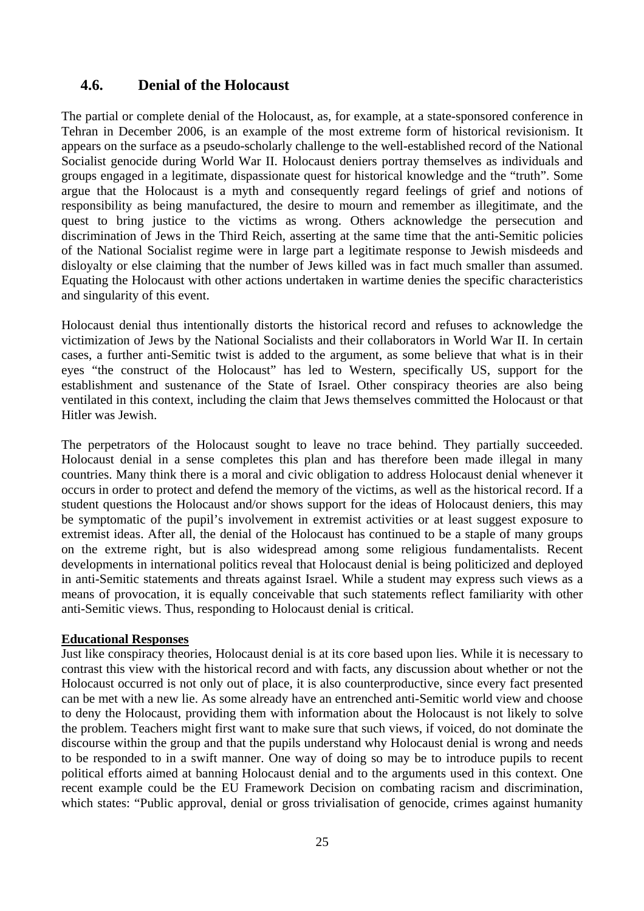## 4.6. Denial of the Holocaust

The partial or complete denial of the Holocaust, as, for example, at a state-sponsored conference in Tehran in December 2006, is an example of the most extreme form of historical revisionism. It appears on the surface as a pseudo-scholarly challenge to the well-established record of the National Socialist genocide during World War II. Holocaust deniers portray themselves as individuals and groups engaged in a legitimate, dispassionate quest for historical knowledge and the "truth". Some argue that the Holocaust is a myth and consequently regard feelings of grief and notions of responsibility as being manufactured, the desire to mourn and remember as illegitimate, and the quest to bring justice to the victims as wrong. Others acknowledge the persecution and discrimination of Jews in the Third Reich, asserting at the same time that the anti-Semitic policies of the National Socialist regime were in large part a legitimate response to Jewish misdeeds and disloyalty or else claiming that the number of Jews killed was in fact much smaller than assumed. Equating the Holocaust with other actions undertaken in wartime denies the specific characteristics and singularity of this event.

Holocaust denial thus intentionally distorts the historical record and refuses to acknowledge the victimization of Jews by the National Socialists and their collaborators in World War II. In certain cases, a further anti-Semitic twist is added to the argument, as some believe that what is in their eyes "the construct of the Holocaust" has led to Western, specifically US, support for the establishment and sustenance of the State of Israel. Other conspiracy theories are also being ventilated in this context, including the claim that Jews themselves committed the Holocaust or that Hitler was Jewish.

The perpetrators of the Holocaust sought to leave no trace behind. They partially succeeded. Holocaust denial in a sense completes this plan and has therefore been made illegal in many countries. Many think there is a moral and civic obligation to address Holocaust denial whenever it occurs in order to protect and defend the memory of the victims, as well as the historical record. If a student questions the Holocaust and/or shows support for the ideas of Holocaust deniers, this may be symptomatic of the pupil's involvement in extremist activities or at least suggest exposure to extremist ideas. After all, the denial of the Holocaust has continued to be a staple of many groups on the extreme right, but is also widespread among some religious fundamentalists. Recent developments in international politics reveal that Holocaust denial is being politicized and deployed in anti-Semitic statements and threats against Israel. While a student may express such views as a means of provocation, it is equally conceivable that such statements reflect familiarity with other anti-Semitic views. Thus, responding to Holocaust denial is critical.

**Educational Responses**

Just like conspiracy theories, Holocaust denial is at its core based upon lies. While it is necessary to contrast this view with the historical record and with facts, any discussion about whether or not the Holocaust occurred is not only out of place, it is also counterproductive, since every fact presented can be met with a new lie. As some already have an entrenched anti-Semitic world view and choose to deny the Holocaust, providing them with information about the Holocaust is not likely to solve the problem. Teachers might first want to make sure that such views, if voiced, do not dominate the discourse within the group and that the pupils understand why Holocaust denial is wrong and needs to be responded to in a swift manner. One way of doing so may be to introduce pupils to recent political efforts aimed at banning Holocaust denial and to the arguments used in this context. One recent example could be the EU Framework Decision on combating racism and discrimination, which states: "Public approval, denial or gross trivialisation of genocide, crimes against humanity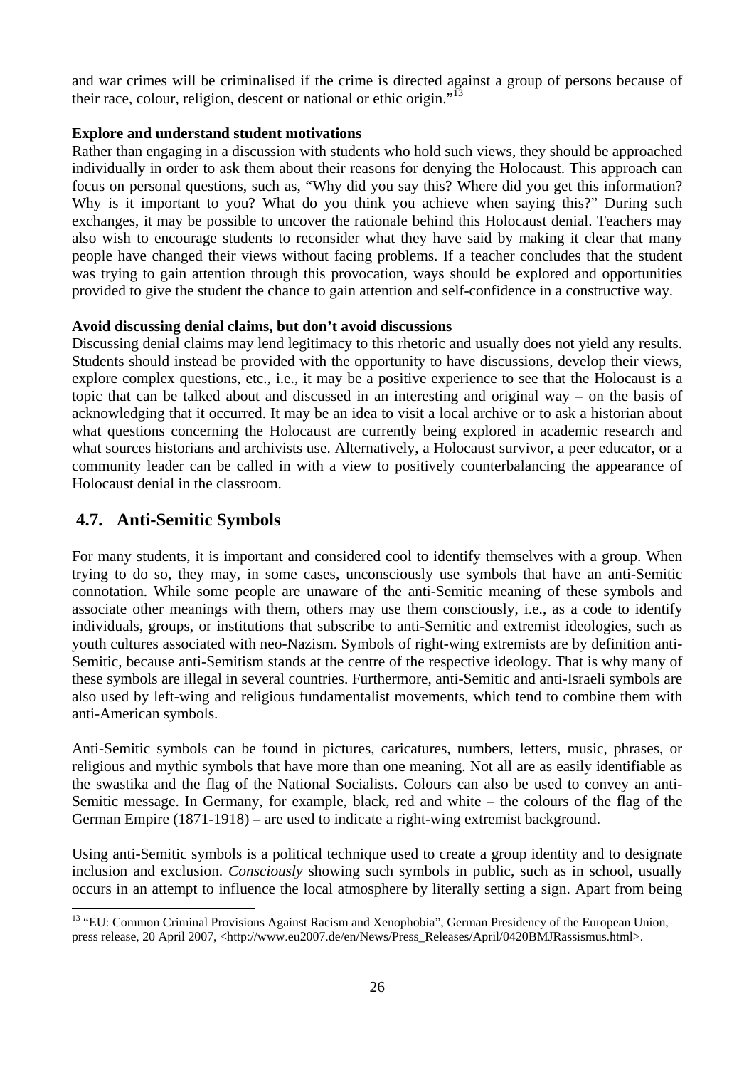and war crimes will be criminalised if the crime is directed against a group of persons because of their race, colour, religion, descent or national or ethic origin."[13]

**Explore and understand student motivations**

Rather than engaging in a discussion with students who hold such views, they should be approached individually in order to ask them about their reasons for denying the Holocaust. This approach can focus on personal questions, such as, "Why did you say this? Where did you get this information? Why is it important to you? What do you think you achieve when saying this?" During such exchanges, it may be possible to uncover the rationale behind this Holocaust denial. Teachers may also wish to encourage students to reconsider what they have said by making it clear that many people have changed their views without facing problems. If a teacher concludes that the student was trying to gain attention through this provocation, ways should be explored and opportunities provided to give the student the chance to gain attention and self-confidence in a constructive way.

**Avoid discussing denial claims, but don't avoid discussions**

Discussing denial claims may lend legitimacy to this rhetoric and usually does not yield any results. Students should instead be provided with the opportunity to have discussions, develop their views, explore complex questions, etc., i.e., it may be a positive experience to see that the Holocaust is a topic that can be talked about and discussed in an interesting and original way – on the basis of acknowledging that it occurred. It may be an idea to visit a local archive or to ask a historian about what questions concerning the Holocaust are currently being explored in academic research and what sources historians and archivists use. Alternatively, a Holocaust survivor, a peer educator, or a community leader can be called in with a view to positively counterbalancing the appearance of Holocaust denial in the classroom.

## 4.7. Anti-Semitic Symbols

For many students, it is important and considered cool to identify themselves with a group. When trying to do so, they may, in some cases, unconsciously use symbols that have an anti-Semitic connotation. While some people are unaware of the anti-Semitic meaning of these symbols and associate other meanings with them, others may use them consciously, i.e., as a code to identify individuals, groups, or institutions that subscribe to anti-Semitic and extremist ideologies, such as youth cultures associated with neo-Nazism. Symbols of right-wing extremists are by definition anti-Semitic, because anti-Semitism stands at the centre of the respective ideology. That is why many of these symbols are illegal in several countries. Furthermore, anti-Semitic and anti-Israeli symbols are also used by left-wing and religious fundamentalist movements, which tend to combine them with anti-American symbols.

Anti-Semitic symbols can be found in pictures, caricatures, numbers, letters, music, phrases, or religious and mythic symbols that have more than one meaning. Not all are as easily identifiable as the swastika and the flag of the National Socialists. Colours can also be used to convey an anti-Semitic message. In Germany, for example, black, red and white – the colours of the flag of the German Empire (1871-1918) – are used to indicate a right-wing extremist background.

Using anti-Semitic symbols is a political technique used to create a group identity and to designate inclusion and exclusion. *Consciously* showing such symbols in public, such as in school, usually occurs in an attempt to influence the local atmosphere by literally setting a sign. Apart from being

[13] "EU: Common Criminal Provisions Against Racism and Xenophobia", German Presidency of the European Union, press release, 20 April 2007, <http://www.eu2007.de/en/News/Press_Releases/April/0420BMJRassismus.html>.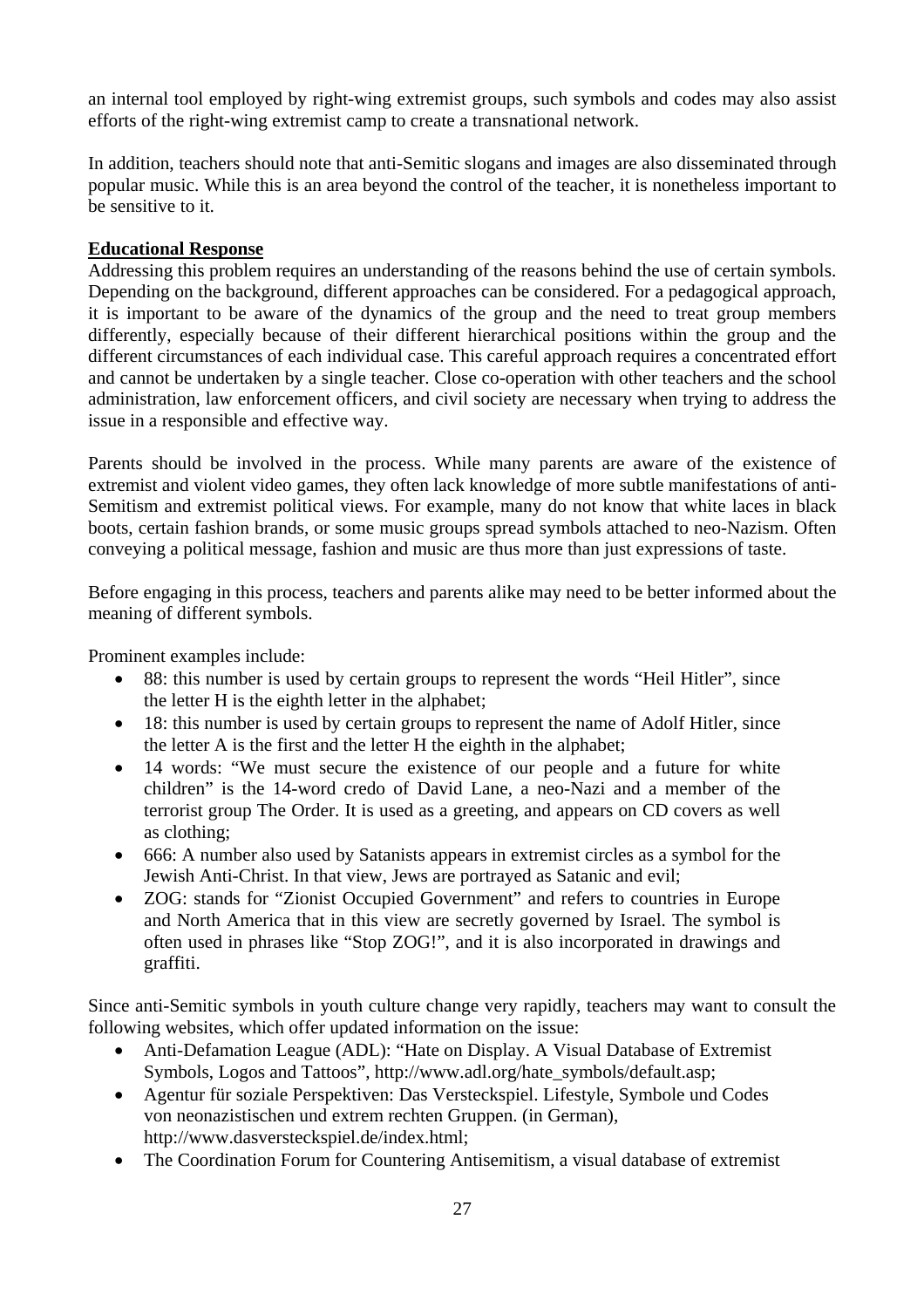an internal tool employed by right-wing extremist groups, such symbols and codes may also assist efforts of the right-wing extremist camp to create a transnational network.

In addition, teachers should note that anti-Semitic slogans and images are also disseminated through popular music. While this is an area beyond the control of the teacher, it is nonetheless important to be sensitive to it.

**Educational Response**

Addressing this problem requires an understanding of the reasons behind the use of certain symbols. Depending on the background, different approaches can be considered. For a pedagogical approach, it is important to be aware of the dynamics of the group and the need to treat group members differently, especially because of their different hierarchical positions within the group and the different circumstances of each individual case. This careful approach requires a concentrated effort and cannot be undertaken by a single teacher. Close co-operation with other teachers and the school administration, law enforcement officers, and civil society are necessary when trying to address the issue in a responsible and effective way.

Parents should be involved in the process. While many parents are aware of the existence of extremist and violent video games, they often lack knowledge of more subtle manifestations of anti-Semitism and extremist political views. For example, many do not know that white laces in black boots, certain fashion brands, or some music groups spread symbols attached to neo-Nazism. Often conveying a political message, fashion and music are thus more than just expressions of taste.

Before engaging in this process, teachers and parents alike may need to be better informed about the meaning of different symbols.

Prominent examples include:

- 88: this number is used by certain groups to represent the words "Heil Hitler", since the letter H is the eighth letter in the alphabet;
- 18: this number is used by certain groups to represent the name of Adolf Hitler, since the letter A is the first and the letter H the eighth in the alphabet;
- 14 words: "We must secure the existence of our people and a future for white children" is the 14-word credo of David Lane, a neo-Nazi and a member of the terrorist group The Order. It is used as a greeting, and appears on CD covers as well as clothing;
- 666: A number also used by Satanists appears in extremist circles as a symbol for the Jewish Anti-Christ. In that view, Jews are portrayed as Satanic and evil;
- ZOG: stands for "Zionist Occupied Government" and refers to countries in Europe and North America that in this view are secretly governed by Israel. The symbol is often used in phrases like "Stop ZOG!", and it is also incorporated in drawings and graffiti.

Since anti-Semitic symbols in youth culture change very rapidly, teachers may want to consult the following websites, which offer updated information on the issue:

- Anti-Defamation League (ADL): "Hate on Display. A Visual Database of Extremist Symbols, Logos and Tattoos", http://www.adl.org/hate_symbols/default.asp;
- Agentur für soziale Perspektiven: Das Versteckspiel. Lifestyle, Symbole und Codes von neonazistischen und extrem rechten Gruppen. (in German), http://www.dasversteckspiel.de/index.html;
- The Coordination Forum for Countering Antisemitism, a visual database of extremist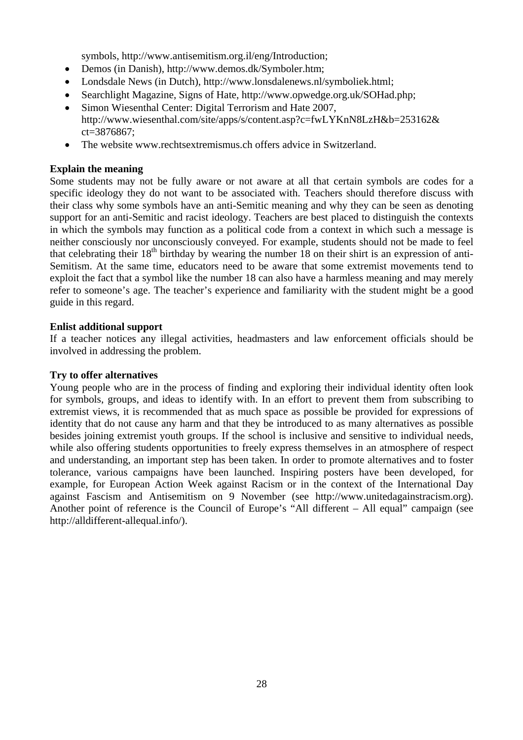symbols, http://www.antisemitism.org.il/eng/Introduction;

- Demos (in Danish), http://www.demos.dk/Symboler.htm;
- Londsdale News (in Dutch), http://www.lonsdalenews.nl/symboliek.html;
- Searchlight Magazine, Signs of Hate, http://www.opwedge.org.uk/SOHad.php;
- Simon Wiesenthal Center: Digital Terrorism and Hate 2007, http://www.wiesenthal.com/site/apps/s/content.asp?c=fwLYKnN8LzH&b=253162&ct=3876867;
- The website www.rechtsextremismus.ch offers advice in Switzerland.

**Explain the meaning**

Some students may not be fully aware or not aware at all that certain symbols are codes for a specific ideology they do not want to be associated with. Teachers should therefore discuss with their class why some symbols have an anti-Semitic meaning and why they can be seen as denoting support for an anti-Semitic and racist ideology. Teachers are best placed to distinguish the contexts in which the symbols may function as a political code from a context in which such a message is neither consciously nor unconsciously conveyed. For example, students should not be made to feel that celebrating their 18th birthday by wearing the number 18 on their shirt is an expression of anti-Semitism. At the same time, educators need to be aware that some extremist movements tend to exploit the fact that a symbol like the number 18 can also have a harmless meaning and may merely refer to someone's age. The teacher's experience and familiarity with the student might be a good guide in this regard.

**Enlist additional support**

If a teacher notices any illegal activities, headmasters and law enforcement officials should be involved in addressing the problem.

**Try to offer alternatives**

Young people who are in the process of finding and exploring their individual identity often look for symbols, groups, and ideas to identify with. In an effort to prevent them from subscribing to extremist views, it is recommended that as much space as possible be provided for expressions of identity that do not cause any harm and that they be introduced to as many alternatives as possible besides joining extremist youth groups. If the school is inclusive and sensitive to individual needs, while also offering students opportunities to freely express themselves in an atmosphere of respect and understanding, an important step has been taken. In order to promote alternatives and to foster tolerance, various campaigns have been launched. Inspiring posters have been developed, for example, for European Action Week against Racism or in the context of the International Day against Fascism and Antisemitism on 9 November (see http://www.unitedagainstracism.org). Another point of reference is the Council of Europe's "All different – All equal" campaign (see http://alldifferent-allequal.info/).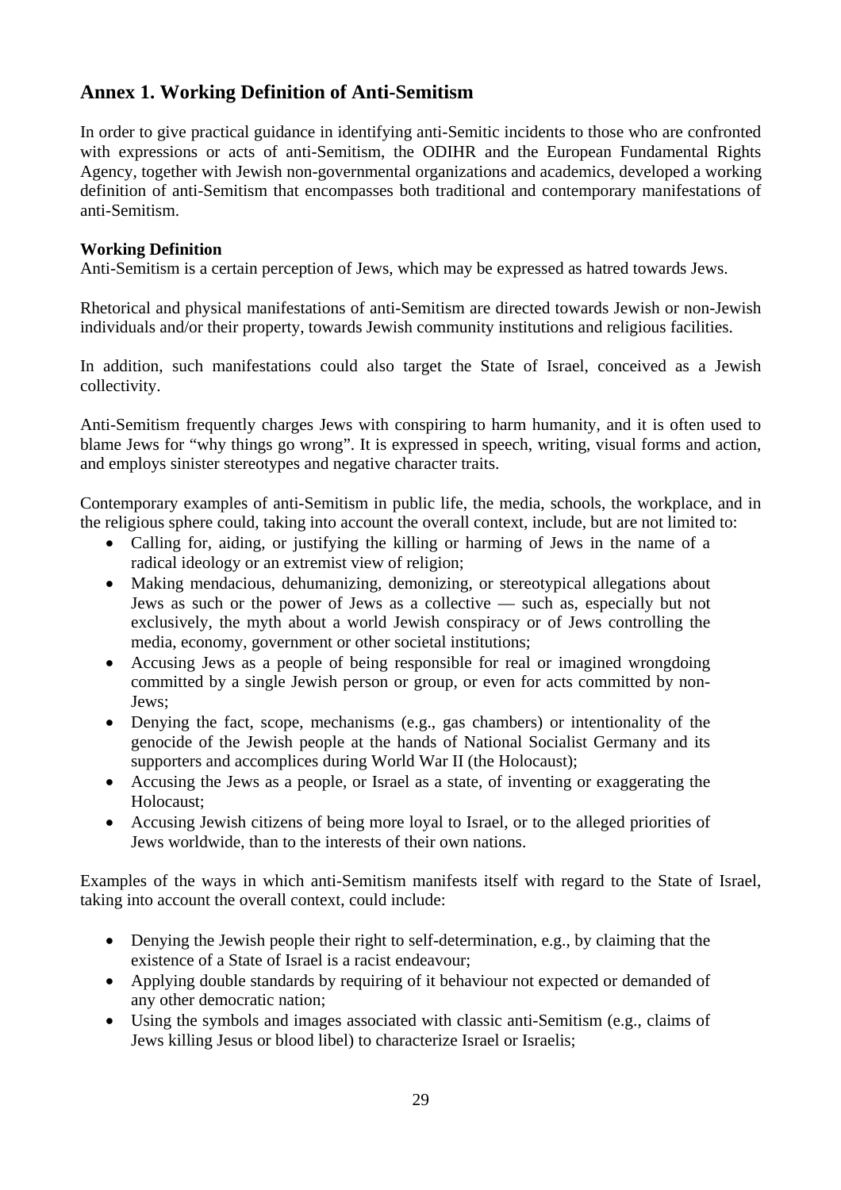## Annex 1. Working Definition of Anti-Semitism

In order to give practical guidance in identifying anti-Semitic incidents to those who are confronted with expressions or acts of anti-Semitism, the ODIHR and the European Fundamental Rights Agency, together with Jewish non-governmental organizations and academics, developed a working definition of anti-Semitism that encompasses both traditional and contemporary manifestations of anti-Semitism.

**Working Definition**
Anti-Semitism is a certain perception of Jews, which may be expressed as hatred towards Jews.

Rhetorical and physical manifestations of anti-Semitism are directed towards Jewish or non-Jewish individuals and/or their property, towards Jewish community institutions and religious facilities.

In addition, such manifestations could also target the State of Israel, conceived as a Jewish collectivity.

Anti-Semitism frequently charges Jews with conspiring to harm humanity, and it is often used to blame Jews for "why things go wrong". It is expressed in speech, writing, visual forms and action, and employs sinister stereotypes and negative character traits.

Contemporary examples of anti-Semitism in public life, the media, schools, the workplace, and in the religious sphere could, taking into account the overall context, include, but are not limited to:

- Calling for, aiding, or justifying the killing or harming of Jews in the name of a radical ideology or an extremist view of religion;
- Making mendacious, dehumanizing, demonizing, or stereotypical allegations about Jews as such or the power of Jews as a collective — such as, especially but not exclusively, the myth about a world Jewish conspiracy or of Jews controlling the media, economy, government or other societal institutions;
- Accusing Jews as a people of being responsible for real or imagined wrongdoing committed by a single Jewish person or group, or even for acts committed by non-Jews;
- Denying the fact, scope, mechanisms (e.g., gas chambers) or intentionality of the genocide of the Jewish people at the hands of National Socialist Germany and its supporters and accomplices during World War II (the Holocaust);
- Accusing the Jews as a people, or Israel as a state, of inventing or exaggerating the Holocaust;
- Accusing Jewish citizens of being more loyal to Israel, or to the alleged priorities of Jews worldwide, than to the interests of their own nations.

Examples of the ways in which anti-Semitism manifests itself with regard to the State of Israel, taking into account the overall context, could include:

- Denying the Jewish people their right to self-determination, e.g., by claiming that the existence of a State of Israel is a racist endeavour;
- Applying double standards by requiring of it behaviour not expected or demanded of any other democratic nation;
- Using the symbols and images associated with classic anti-Semitism (e.g., claims of Jews killing Jesus or blood libel) to characterize Israel or Israelis;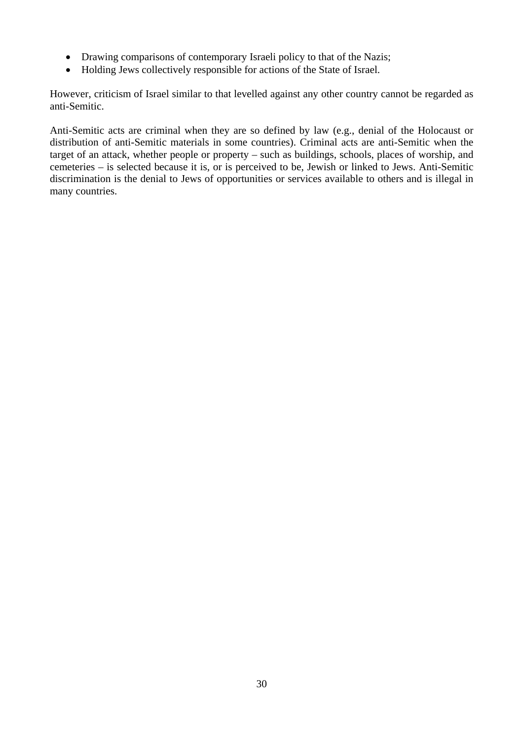- Drawing comparisons of contemporary Israeli policy to that of the Nazis;
- Holding Jews collectively responsible for actions of the State of Israel.

However, criticism of Israel similar to that levelled against any other country cannot be regarded as anti-Semitic.

Anti-Semitic acts are criminal when they are so defined by law (e.g., denial of the Holocaust or distribution of anti-Semitic materials in some countries). Criminal acts are anti-Semitic when the target of an attack, whether people or property – such as buildings, schools, places of worship, and cemeteries – is selected because it is, or is perceived to be, Jewish or linked to Jews. Anti-Semitic discrimination is the denial to Jews of opportunities or services available to others and is illegal in many countries.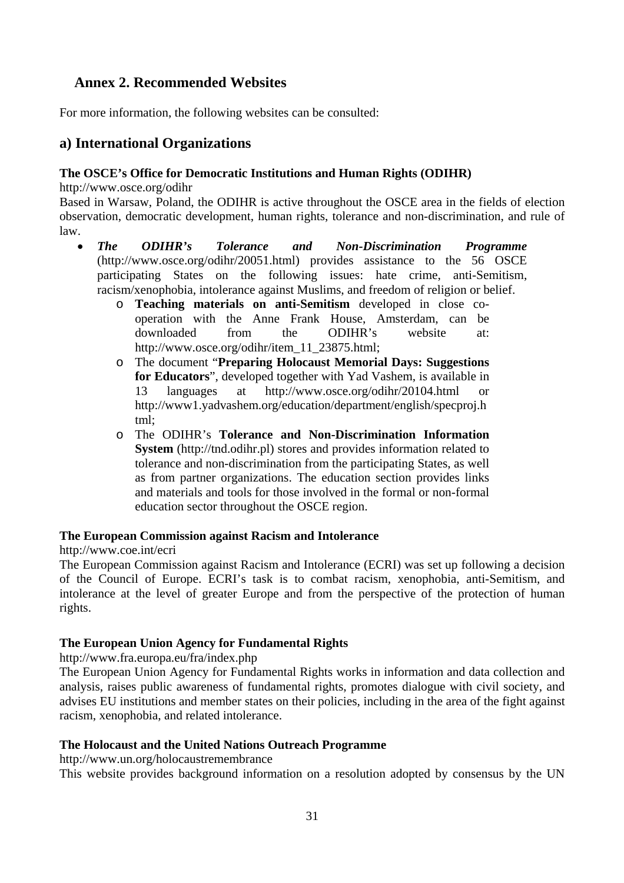## Annex 2. Recommended Websites

For more information, the following websites can be consulted:

## a) International Organizations

**The OSCE's Office for Democratic Institutions and Human Rights (ODIHR)**
http://www.osce.org/odihr
Based in Warsaw, Poland, the ODIHR is active throughout the OSCE area in the fields of election observation, democratic development, human rights, tolerance and non-discrimination, and rule of law.

- ***The ODIHR's Tolerance and Non-Discrimination Programme*** (http://www.osce.org/odihr/20051.html) provides assistance to the 56 OSCE participating States on the following issues: hate crime, anti-Semitism, racism/xenophobia, intolerance against Muslims, and freedom of religion or belief.
  - **Teaching materials on anti-Semitism** developed in close co-operation with the Anne Frank House, Amsterdam, can be downloaded from the ODIHR's website at: http://www.osce.org/odihr/item_11_23875.html;
  - The document "**Preparing Holocaust Memorial Days: Suggestions for Educators**", developed together with Yad Vashem, is available in 13 languages at http://www.osce.org/odihr/20104.html or http://www1.yadvashem.org/education/department/english/specproj.html;
  - The ODIHR's **Tolerance and Non-Discrimination Information System** (http://tnd.odihr.pl) stores and provides information related to tolerance and non-discrimination from the participating States, as well as from partner organizations. The education section provides links and materials and tools for those involved in the formal or non-formal education sector throughout the OSCE region.

**The European Commission against Racism and Intolerance**
http://www.coe.int/ecri
The European Commission against Racism and Intolerance (ECRI) was set up following a decision of the Council of Europe. ECRI's task is to combat racism, xenophobia, anti-Semitism, and intolerance at the level of greater Europe and from the perspective of the protection of human rights.

**The European Union Agency for Fundamental Rights**
http://www.fra.europa.eu/fra/index.php
The European Union Agency for Fundamental Rights works in information and data collection and analysis, raises public awareness of fundamental rights, promotes dialogue with civil society, and advises EU institutions and member states on their policies, including in the area of the fight against racism, xenophobia, and related intolerance.

**The Holocaust and the United Nations Outreach Programme**
http://www.un.org/holocaustremembrance
This website provides background information on a resolution adopted by consensus by the UN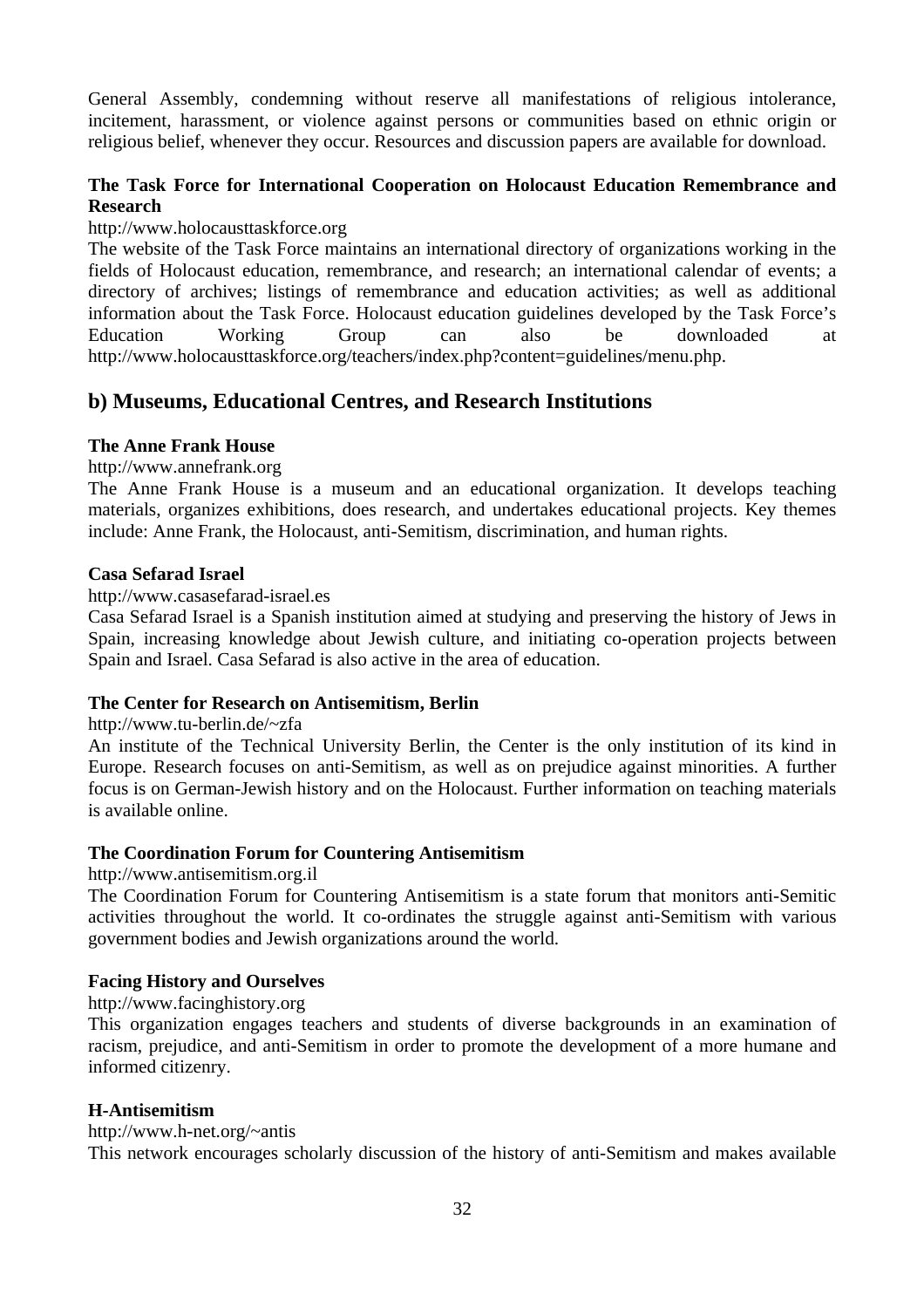General Assembly, condemning without reserve all manifestations of religious intolerance, incitement, harassment, or violence against persons or communities based on ethnic origin or religious belief, whenever they occur. Resources and discussion papers are available for download.

**The Task Force for International Cooperation on Holocaust Education Remembrance and Research**

http://www.holocausttaskforce.org

The website of the Task Force maintains an international directory of organizations working in the fields of Holocaust education, remembrance, and research; an international calendar of events; a directory of archives; listings of remembrance and education activities; as well as additional information about the Task Force. Holocaust education guidelines developed by the Task Force's Education Working Group can also be downloaded at http://www.holocausttaskforce.org/teachers/index.php?content=guidelines/menu.php.

## b) Museums, Educational Centres, and Research Institutions

**The Anne Frank House**

http://www.annefrank.org

The Anne Frank House is a museum and an educational organization. It develops teaching materials, organizes exhibitions, does research, and undertakes educational projects. Key themes include: Anne Frank, the Holocaust, anti-Semitism, discrimination, and human rights.

**Casa Sefarad Israel**

http://www.casasefarad-israel.es

Casa Sefarad Israel is a Spanish institution aimed at studying and preserving the history of Jews in Spain, increasing knowledge about Jewish culture, and initiating co-operation projects between Spain and Israel. Casa Sefarad is also active in the area of education.

**The Center for Research on Antisemitism, Berlin**

http://www.tu-berlin.de/~zfa

An institute of the Technical University Berlin, the Center is the only institution of its kind in Europe. Research focuses on anti-Semitism, as well as on prejudice against minorities. A further focus is on German-Jewish history and on the Holocaust. Further information on teaching materials is available online.

**The Coordination Forum for Countering Antisemitism**

http://www.antisemitism.org.il

The Coordination Forum for Countering Antisemitism is a state forum that monitors anti-Semitic activities throughout the world. It co-ordinates the struggle against anti-Semitism with various government bodies and Jewish organizations around the world.

**Facing History and Ourselves**

http://www.facinghistory.org

This organization engages teachers and students of diverse backgrounds in an examination of racism, prejudice, and anti-Semitism in order to promote the development of a more humane and informed citizenry.

**H-Antisemitism**

http://www.h-net.org/~antis

This network encourages scholarly discussion of the history of anti-Semitism and makes available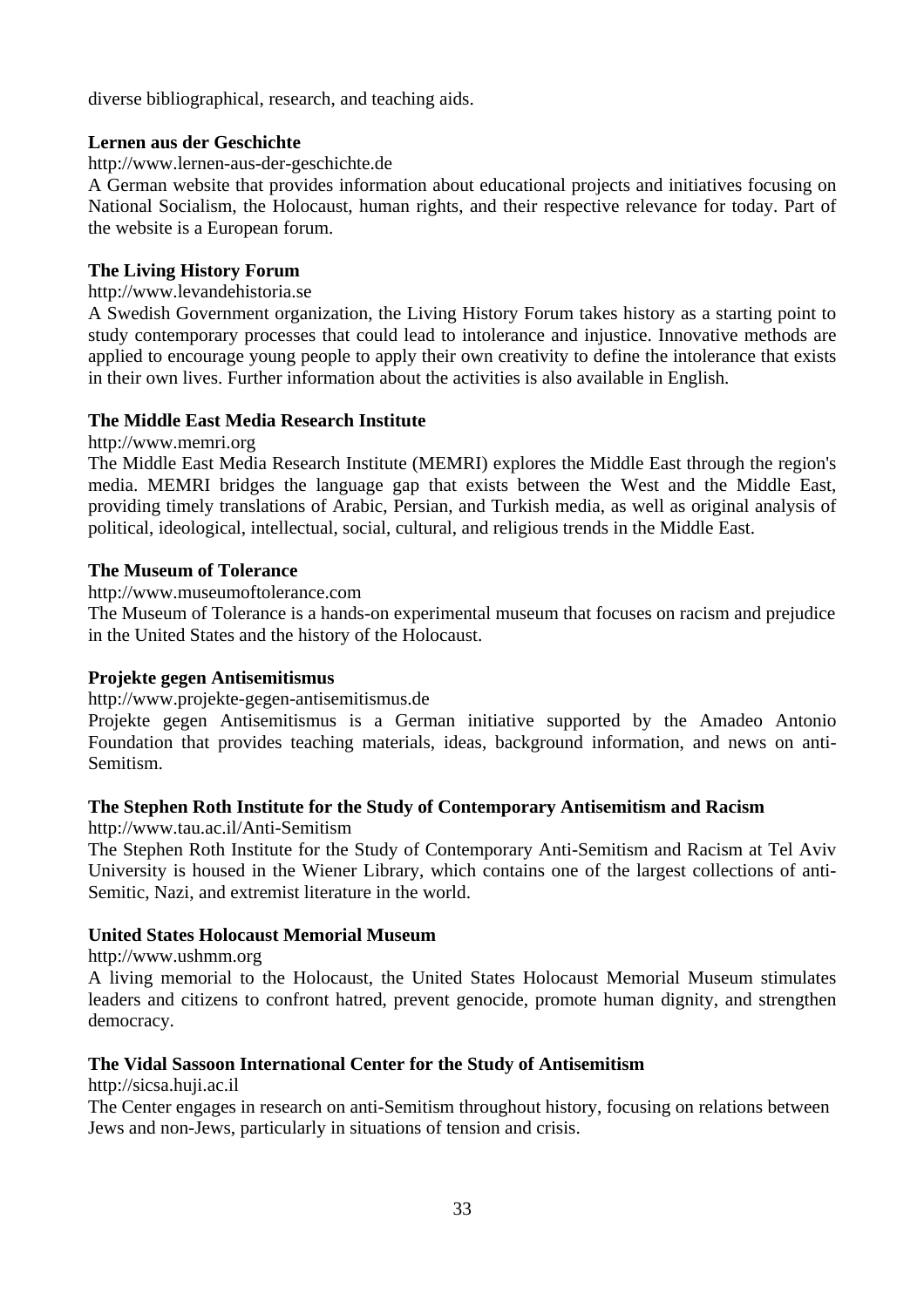diverse bibliographical, research, and teaching aids.

**Lernen aus der Geschichte**

http://www.lernen-aus-der-geschichte.de

A German website that provides information about educational projects and initiatives focusing on National Socialism, the Holocaust, human rights, and their respective relevance for today. Part of the website is a European forum.

**The Living History Forum**

http://www.levandehistoria.se

A Swedish Government organization, the Living History Forum takes history as a starting point to study contemporary processes that could lead to intolerance and injustice. Innovative methods are applied to encourage young people to apply their own creativity to define the intolerance that exists in their own lives. Further information about the activities is also available in English.

**The Middle East Media Research Institute**

http://www.memri.org

The Middle East Media Research Institute (MEMRI) explores the Middle East through the region's media. MEMRI bridges the language gap that exists between the West and the Middle East, providing timely translations of Arabic, Persian, and Turkish media, as well as original analysis of political, ideological, intellectual, social, cultural, and religious trends in the Middle East.

**The Museum of Tolerance**

http://www.museumoftolerance.com

The Museum of Tolerance is a hands-on experimental museum that focuses on racism and prejudice in the United States and the history of the Holocaust.

**Projekte gegen Antisemitismus**

http://www.projekte-gegen-antisemitismus.de

Projekte gegen Antisemitismus is a German initiative supported by the Amadeo Antonio Foundation that provides teaching materials, ideas, background information, and news on anti-Semitism.

**The Stephen Roth Institute for the Study of Contemporary Antisemitism and Racism**

http://www.tau.ac.il/Anti-Semitism

The Stephen Roth Institute for the Study of Contemporary Anti-Semitism and Racism at Tel Aviv University is housed in the Wiener Library, which contains one of the largest collections of anti-Semitic, Nazi, and extremist literature in the world.

**United States Holocaust Memorial Museum**

http://www.ushmm.org

A living memorial to the Holocaust, the United States Holocaust Memorial Museum stimulates leaders and citizens to confront hatred, prevent genocide, promote human dignity, and strengthen democracy.

**The Vidal Sassoon International Center for the Study of Antisemitism**

http://sicsa.huji.ac.il

The Center engages in research on anti-Semitism throughout history, focusing on relations between Jews and non-Jews, particularly in situations of tension and crisis.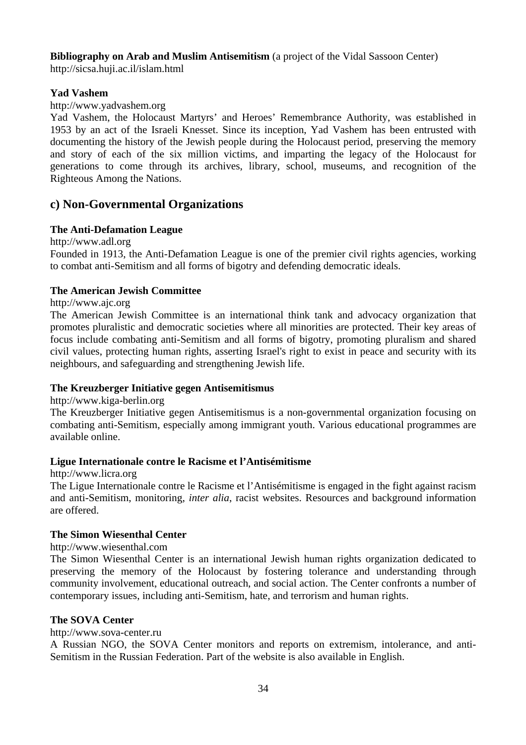**Bibliography on Arab and Muslim Antisemitism** (a project of the Vidal Sassoon Center)
http://sicsa.huji.ac.il/islam.html

**Yad Vashem**

http://www.yadvashem.org

Yad Vashem, the Holocaust Martyrs' and Heroes' Remembrance Authority, was established in 1953 by an act of the Israeli Knesset. Since its inception, Yad Vashem has been entrusted with documenting the history of the Jewish people during the Holocaust period, preserving the memory and story of each of the six million victims, and imparting the legacy of the Holocaust for generations to come through its archives, library, school, museums, and recognition of the Righteous Among the Nations.

## c) Non-Governmental Organizations

**The Anti-Defamation League**

http://www.adl.org

Founded in 1913, the Anti-Defamation League is one of the premier civil rights agencies, working to combat anti-Semitism and all forms of bigotry and defending democratic ideals.

**The American Jewish Committee**

http://www.ajc.org

The American Jewish Committee is an international think tank and advocacy organization that promotes pluralistic and democratic societies where all minorities are protected. Their key areas of focus include combating anti-Semitism and all forms of bigotry, promoting pluralism and shared civil values, protecting human rights, asserting Israel's right to exist in peace and security with its neighbours, and safeguarding and strengthening Jewish life.

**The Kreuzberger Initiative gegen Antisemitismus**

http://www.kiga-berlin.org

The Kreuzberger Initiative gegen Antisemitismus is a non-governmental organization focusing on combating anti-Semitism, especially among immigrant youth. Various educational programmes are available online.

**Ligue Internationale contre le Racisme et l'Antisémitisme**

http://www.licra.org

The Ligue Internationale contre le Racisme et l'Antisémitisme is engaged in the fight against racism and anti-Semitism, monitoring, *inter alia*, racist websites. Resources and background information are offered.

**The Simon Wiesenthal Center**

http://www.wiesenthal.com

The Simon Wiesenthal Center is an international Jewish human rights organization dedicated to preserving the memory of the Holocaust by fostering tolerance and understanding through community involvement, educational outreach, and social action. The Center confronts a number of contemporary issues, including anti-Semitism, hate, and terrorism and human rights.

**The SOVA Center**

http://www.sova-center.ru

A Russian NGO, the SOVA Center monitors and reports on extremism, intolerance, and anti-Semitism in the Russian Federation. Part of the website is also available in English.